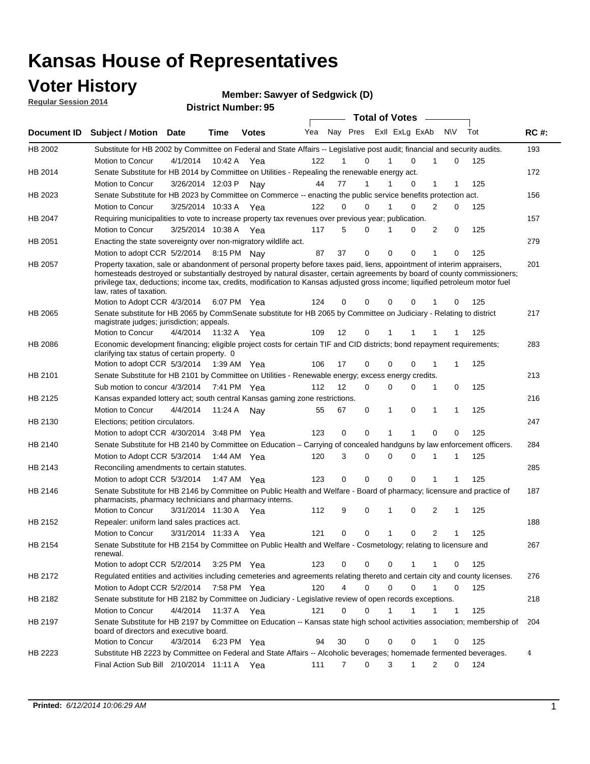# Kansas House of Representatives

## Voter History

**Regular Session 2014**

**Member: Sawyer of Sedgwick (D)**

**District Number: 95**

| Document ID | Subject / Motion | Date | Time | Votes | Yea | Nay | Pres | ExII | ExLg | ExAb | N\V | Tot | RC #: |
|---|---|---|---|---|---|---|---|---|---|---|---|---|---|
| HB 2002 | Substitute for HB 2002 by Committee on Federal and State Affairs -- Legislative post audit; financial and security audits. | | | | | | | | | | | | 193 |
| | Motion to Concur | 4/1/2014 | 10:42 A | Yea | 122 | 1 | 0 | 1 | 0 | 1 | 0 | 125 | |
| HB 2014 | Senate Substitute for HB 2014 by Committee on Utilities - Repealing the renewable energy act. | | | | | | | | | | | | 172 |
| | Motion to Concur | 3/26/2014 | 12:03 P | Nay | 44 | 77 | 1 | 1 | 0 | 1 | 1 | 125 | |
| HB 2023 | Senate Substitute for HB 2023 by Committee on Commerce -- enacting the public service benefits protection act. | | | | | | | | | | | | 156 |
| | Motion to Concur | 3/25/2014 | 10:33 A | Yea | 122 | 0 | 0 | 1 | 0 | 2 | 0 | 125 | |
| HB 2047 | Requiring municipalities to vote to increase property tax revenues over previous year; publication. | | | | | | | | | | | | 157 |
| | Motion to Concur | 3/25/2014 | 10:38 A | Yea | 117 | 5 | 0 | 1 | 0 | 2 | 0 | 125 | |
| HB 2051 | Enacting the state sovereignty over non-migratory wildlife act. | | | | | | | | | | | | 279 |
| | Motion to adopt CCR | 5/2/2014 | 8:15 PM | Nay | 87 | 37 | 0 | 0 | 0 | 1 | 0 | 125 | |
| HB 2057 | Property taxation, sale or abandonment of personal property before taxes paid, liens, appointment of interim appraisers, homesteads destroyed or substantially destroyed by natural disaster, certain agreements by board of county commissioners; privilege tax, deductions; income tax, credits, modification to Kansas adjusted gross income; liquified petroleum motor fuel law, rates of taxation. | | | | | | | | | | | | 201 |
| | Motion to Adopt CCR | 4/3/2014 | 6:07 PM | Yea | 124 | 0 | 0 | 0 | 0 | 1 | 0 | 125 | |
| HB 2065 | Senate substitute for HB 2065 by CommSenate substitute for HB 2065 by Committee on Judiciary - Relating to district magistrate judges; jurisdiction; appeals. | | | | | | | | | | | | 217 |
| | Motion to Concur | 4/4/2014 | 11:32 A | Yea | 109 | 12 | 0 | 1 | 1 | 1 | 1 | 125 | |
| HB 2086 | Economic development financing; eligible project costs for certain TIF and CID districts; bond repayment requirements; clarifying tax status of certain property. 0 | | | | | | | | | | | | 283 |
| | Motion to adopt CCR | 5/3/2014 | 1:39 AM | Yea | 106 | 17 | 0 | 0 | 0 | 1 | 1 | 125 | |
| HB 2101 | Senate Substitute for HB 2101 by Committee on Utilities - Renewable energy; excess energy credits. | | | | | | | | | | | | 213 |
| | Sub motion to concur | 4/3/2014 | 7:41 PM | Yea | 112 | 12 | 0 | 0 | 0 | 1 | 0 | 125 | |
| HB 2125 | Kansas expanded lottery act; south central Kansas gaming zone restrictions. | | | | | | | | | | | | 216 |
| | Motion to Concur | 4/4/2014 | 11:24 A | Nay | 55 | 67 | 0 | 1 | 0 | 1 | 1 | 125 | |
| HB 2130 | Elections; petition circulators. | | | | | | | | | | | | 247 |
| | Motion to adopt CCR | 4/30/2014 | 3:48 PM | Yea | 123 | 0 | 0 | 1 | 1 | 0 | 0 | 125 | |
| HB 2140 | Senate Substitute for HB 2140 by Committee on Education – Carrying of concealed handguns by law enforcement officers. | | | | | | | | | | | | 284 |
| | Motion to Adopt CCR | 5/3/2014 | 1:44 AM | Yea | 120 | 3 | 0 | 0 | 0 | 1 | 1 | 125 | |
| HB 2143 | Reconciling amendments to certain statutes. | | | | | | | | | | | | 285 |
| | Motion to adopt CCR | 5/3/2014 | 1:47 AM | Yea | 123 | 0 | 0 | 0 | 0 | 1 | 1 | 125 | |
| HB 2146 | Senate Substitute for HB 2146 by Committee on Public Health and Welfare - Board of pharmacy; licensure and practice of pharmacists, pharmacy technicians and pharmacy interns. | | | | | | | | | | | | 187 |
| | Motion to Concur | 3/31/2014 | 11:30 A | Yea | 112 | 9 | 0 | 1 | 0 | 2 | 1 | 125 | |
| HB 2152 | Repealer: uniform land sales practices act. | | | | | | | | | | | | 188 |
| | Motion to Concur | 3/31/2014 | 11:33 A | Yea | 121 | 0 | 0 | 1 | 0 | 2 | 1 | 125 | |
| HB 2154 | Senate Substitute for HB 2154 by Committee on Public Health and Welfare - Cosmetology; relating to licensure and renewal. | | | | | | | | | | | | 267 |
| | Motion to adopt CCR | 5/2/2014 | 3:25 PM | Yea | 123 | 0 | 0 | 0 | 1 | 1 | 0 | 125 | |
| HB 2172 | Regulated entities and activities including cemeteries and agreements relating thereto and certain city and county licenses. | | | | | | | | | | | | 276 |
| | Motion to Adopt CCR | 5/2/2014 | 7:58 PM | Yea | 120 | 4 | 0 | 0 | 0 | 1 | 0 | 125 | |
| HB 2182 | Senate substitute for HB 2182 by Committee on Judiciary - Legislative review of open records exceptions. | | | | | | | | | | | | 218 |
| | Motion to Concur | 4/4/2014 | 11:37 A | Yea | 121 | 0 | 0 | 1 | 1 | 1 | 1 | 125 | |
| HB 2197 | Senate Substitute for HB 2197 by Committee on Education -- Kansas state high school activities association; membership of board of directors and executive board. | | | | | | | | | | | | 204 |
| | Motion to Concur | 4/3/2014 | 6:23 PM | Yea | 94 | 30 | 0 | 0 | 0 | 1 | 0 | 125 | |
| HB 2223 | Substitute HB 2223 by Committee on Federal and State Affairs -- Alcoholic beverages; homemade fermented beverages. | | | | | | | | | | | | 4 |
| | Final Action Sub Bill | 2/10/2014 | 11:11 A | Yea | 111 | 7 | 0 | 3 | 1 | 2 | 0 | 124 | |

**Printed:** *6/12/2014 10:06:29 AM*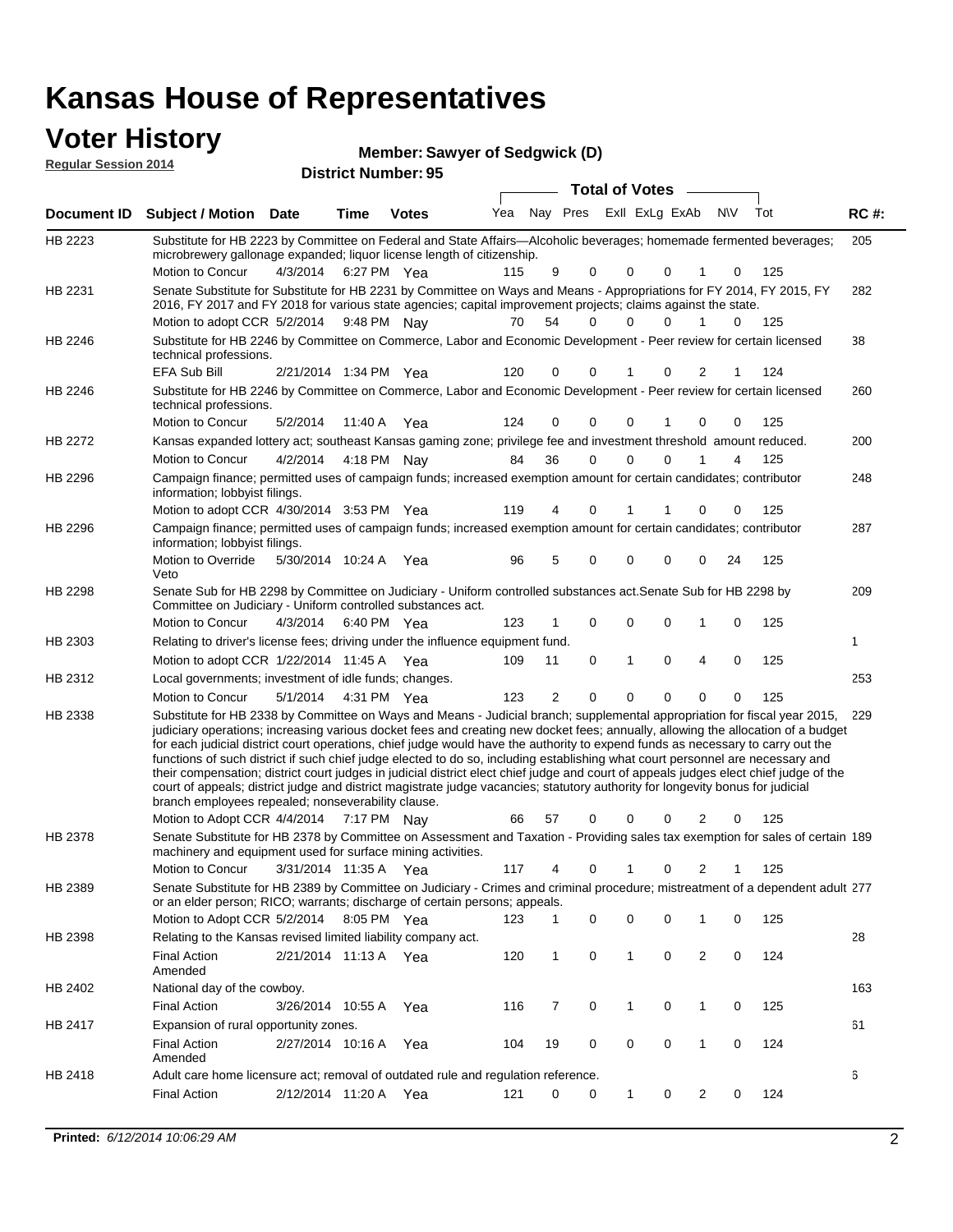# Kansas House of Representatives

## Voter History

**Regular Session 2014**

**Member: Sawyer of Sedgwick (D)**

**District Number: 95**

| Document ID | Subject / Motion | Date | Time | Votes | Yea | Nay | Pres | ExII | ExLg | ExAb | N\V | Tot | RC #: |
|---|---|---|---|---|---|---|---|---|---|---|---|---|---|
| HB 2223 | Substitute for HB 2223 by Committee on Federal and State Affairs—Alcoholic beverages; homemade fermented beverages; microbrewery gallonage expanded; liquor license length of citizenship. | | | | | | | | | | | | 205 |
| | Motion to Concur | 4/3/2014 | 6:27 PM | Yea | 115 | 9 | 0 | 0 | 0 | 1 | 0 | 125 | |
| HB 2231 | Senate Substitute for Substitute for HB 2231 by Committee on Ways and Means - Appropriations for FY 2014, FY 2015, FY 2016, FY 2017 and FY 2018 for various state agencies; capital improvement projects; claims against the state. | | | | | | | | | | | | 282 |
| | Motion to adopt CCR | 5/2/2014 | 9:48 PM | Nay | 70 | 54 | 0 | 0 | 0 | 1 | 0 | 125 | |
| HB 2246 | Substitute for HB 2246 by Committee on Commerce, Labor and Economic Development - Peer review for certain licensed technical professions. | | | | | | | | | | | | 38 |
| | EFA Sub Bill | 2/21/2014 | 1:34 PM | Yea | 120 | 0 | 0 | 1 | 0 | 2 | 1 | 124 | |
| HB 2246 | Substitute for HB 2246 by Committee on Commerce, Labor and Economic Development - Peer review for certain licensed technical professions. | | | | | | | | | | | | 260 |
| | Motion to Concur | 5/2/2014 | 11:40 A | Yea | 124 | 0 | 0 | 0 | 1 | 0 | 0 | 125 | |
| HB 2272 | Kansas expanded lottery act; southeast Kansas gaming zone; privilege fee and investment threshold amount reduced. | | | | | | | | | | | | 200 |
| | Motion to Concur | 4/2/2014 | 4:18 PM | Nay | 84 | 36 | 0 | 0 | 0 | 1 | 4 | 125 | |
| HB 2296 | Campaign finance; permitted uses of campaign funds; increased exemption amount for certain candidates; contributor information; lobbyist filings. | | | | | | | | | | | | 248 |
| | Motion to adopt CCR | 4/30/2014 | 3:53 PM | Yea | 119 | 4 | 0 | 1 | 1 | 0 | 0 | 125 | |
| HB 2296 | Campaign finance; permitted uses of campaign funds; increased exemption amount for certain candidates; contributor information; lobbyist filings. | | | | | | | | | | | | 287 |
| | Motion to Override Veto | 5/30/2014 | 10:24 A | Yea | 96 | 5 | 0 | 0 | 0 | 0 | 24 | 125 | |
| HB 2298 | Senate Sub for HB 2298 by Committee on Judiciary - Uniform controlled substances act.Senate Sub for HB 2298 by Committee on Judiciary - Uniform controlled substances act. | | | | | | | | | | | | 209 |
| | Motion to Concur | 4/3/2014 | 6:40 PM | Yea | 123 | 1 | 0 | 0 | 0 | 1 | 0 | 125 | |
| HB 2303 | Relating to driver's license fees; driving under the influence equipment fund. | | | | | | | | | | | | 1 |
| | Motion to adopt CCR | 1/22/2014 | 11:45 A | Yea | 109 | 11 | 0 | 1 | 0 | 4 | 0 | 125 | |
| HB 2312 | Local governments; investment of idle funds; changes. | | | | | | | | | | | | 253 |
| | Motion to Concur | 5/1/2014 | 4:31 PM | Yea | 123 | 2 | 0 | 0 | 0 | 0 | 0 | 125 | |
| HB 2338 | Substitute for HB 2338 by Committee on Ways and Means - Judicial branch; supplemental appropriation for fiscal year 2015, judiciary operations; increasing various docket fees and creating new docket fees; annually, allowing the allocation of a budget for each judicial district court operations, chief judge would have the authority to expend funds as necessary to carry out the functions of such district if such chief judge elected to do so, including establishing what court personnel are necessary and their compensation; district court judges in judicial district elect chief judge and court of appeals judges elect chief judge of the court of appeals; district judge and district magistrate judge vacancies; statutory authority for longevity bonus for judicial branch employees repealed; nonseverability clause. | | | | | | | | | | | | 229 |
| | Motion to Adopt CCR | 4/4/2014 | 7:17 PM | Nay | 66 | 57 | 0 | 0 | 0 | 2 | 0 | 125 | |
| HB 2378 | Senate Substitute for HB 2378 by Committee on Assessment and Taxation - Providing sales tax exemption for sales of certain machinery and equipment used for surface mining activities. | | | | | | | | | | | | 189 |
| | Motion to Concur | 3/31/2014 | 11:35 A | Yea | 117 | 4 | 0 | 1 | 0 | 2 | 1 | 125 | |
| HB 2389 | Senate Substitute for HB 2389 by Committee on Judiciary - Crimes and criminal procedure; mistreatment of a dependent adult or an elder person; RICO; warrants; discharge of certain persons; appeals. | | | | | | | | | | | | 277 |
| | Motion to Adopt CCR | 5/2/2014 | 8:05 PM | Yea | 123 | 1 | 0 | 0 | 0 | 1 | 0 | 125 | |
| HB 2398 | Relating to the Kansas revised limited liability company act. | | | | | | | | | | | | 28 |
| | Final Action Amended | 2/21/2014 | 11:13 A | Yea | 120 | 1 | 0 | 1 | 0 | 2 | 0 | 124 | |
| HB 2402 | National day of the cowboy. | | | | | | | | | | | | 163 |
| | Final Action | 3/26/2014 | 10:55 A | Yea | 116 | 7 | 0 | 1 | 0 | 1 | 0 | 125 | |
| HB 2417 | Expansion of rural opportunity zones. | | | | | | | | | | | | 61 |
| | Final Action Amended | 2/27/2014 | 10:16 A | Yea | 104 | 19 | 0 | 0 | 0 | 1 | 0 | 124 | |
| HB 2418 | Adult care home licensure act; removal of outdated rule and regulation reference. | | | | | | | | | | | | 6 |
| | Final Action | 2/12/2014 | 11:20 A | Yea | 121 | 0 | 0 | 1 | 0 | 2 | 0 | 124 | |

**Printed:** *6/12/2014 10:06:29 AM*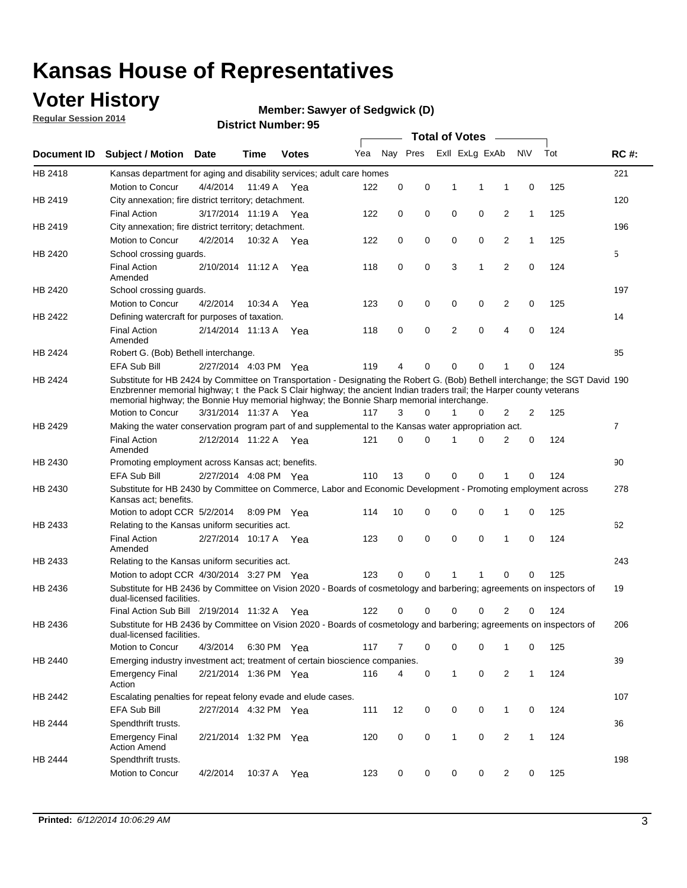# Kansas House of Representatives

## Voter History

**Regular Session 2014**

**Member: Sawyer of Sedgwick (D)**

**District Number: 95**

| Document ID | Subject / Motion | Date | Time | Votes | Yea | Nay | Pres | ExII | ExLg | ExAb | N\V | Tot | RC #: |
|---|---|---|---|---|---|---|---|---|---|---|---|---|---|
| HB 2418 | Kansas department for aging and disability services; adult care homes | | | | | | | | | | | | 221 |
| | Motion to Concur | 4/4/2014 | 11:49 A | Yea | 122 | 0 | 0 | 1 | 1 | 1 | 0 | 125 | |
| HB 2419 | City annexation; fire district territory; detachment. | | | | | | | | | | | | 120 |
| | Final Action | 3/17/2014 | 11:19 A | Yea | 122 | 0 | 0 | 0 | 0 | 2 | 1 | 125 | |
| HB 2419 | City annexation; fire district territory; detachment. | | | | | | | | | | | | 196 |
| | Motion to Concur | 4/2/2014 | 10:32 A | Yea | 122 | 0 | 0 | 0 | 0 | 2 | 1 | 125 | |
| HB 2420 | School crossing guards. | | | | | | | | | | | | 5 |
| | Final Action Amended | 2/10/2014 | 11:12 A | Yea | 118 | 0 | 0 | 3 | 1 | 2 | 0 | 124 | |
| HB 2420 | School crossing guards. | | | | | | | | | | | | 197 |
| | Motion to Concur | 4/2/2014 | 10:34 A | Yea | 123 | 0 | 0 | 0 | 0 | 2 | 0 | 125 | |
| HB 2422 | Defining watercraft for purposes of taxation. | | | | | | | | | | | | 14 |
| | Final Action Amended | 2/14/2014 | 11:13 A | Yea | 118 | 0 | 0 | 2 | 0 | 4 | 0 | 124 | |
| HB 2424 | Robert G. (Bob) Bethell interchange. | | | | | | | | | | | | 85 |
| | EFA Sub Bill | 2/27/2014 | 4:03 PM | Yea | 119 | 4 | 0 | 0 | 0 | 1 | 0 | 124 | |
| HB 2424 | Substitute for HB 2424 by Committee on Transportation - Designating the Robert G. (Bob) Bethell interchange; the SGT David Enzbrenner memorial highway; t the Pack S Clair highway; the ancient Indian traders trail; the Harper county veterans memorial highway; the Bonnie Huy memorial highway; the Bonnie Sharp memorial interchange. | | | | | | | | | | | | 190 |
| | Motion to Concur | 3/31/2014 | 11:37 A | Yea | 117 | 3 | 0 | 1 | 0 | 2 | 2 | 125 | |
| HB 2429 | Making the water conservation program part of and supplemental to the Kansas water appropriation act. | | | | | | | | | | | | 7 |
| | Final Action Amended | 2/12/2014 | 11:22 A | Yea | 121 | 0 | 0 | 1 | 0 | 2 | 0 | 124 | |
| HB 2430 | Promoting employment across Kansas act; benefits. | | | | | | | | | | | | 90 |
| | EFA Sub Bill | 2/27/2014 | 4:08 PM | Yea | 110 | 13 | 0 | 0 | 0 | 1 | 0 | 124 | |
| HB 2430 | Substitute for HB 2430 by Committee on Commerce, Labor and Economic Development - Promoting employment across Kansas act; benefits. | | | | | | | | | | | | 278 |
| | Motion to adopt CCR | 5/2/2014 | 8:09 PM | Yea | 114 | 10 | 0 | 0 | 0 | 1 | 0 | 125 | |
| HB 2433 | Relating to the Kansas uniform securities act. | | | | | | | | | | | | 62 |
| | Final Action Amended | 2/27/2014 | 10:17 A | Yea | 123 | 0 | 0 | 0 | 0 | 1 | 0 | 124 | |
| HB 2433 | Relating to the Kansas uniform securities act. | | | | | | | | | | | | 243 |
| | Motion to adopt CCR | 4/30/2014 | 3:27 PM | Yea | 123 | 0 | 0 | 1 | 1 | 0 | 0 | 125 | |
| HB 2436 | Substitute for HB 2436 by Committee on Vision 2020 - Boards of cosmetology and barbering; agreements on inspectors of dual-licensed facilities. | | | | | | | | | | | | 19 |
| | Final Action Sub Bill | 2/19/2014 | 11:32 A | Yea | 122 | 0 | 0 | 0 | 0 | 2 | 0 | 124 | |
| HB 2436 | Substitute for HB 2436 by Committee on Vision 2020 - Boards of cosmetology and barbering; agreements on inspectors of dual-licensed facilities. | | | | | | | | | | | | 206 |
| | Motion to Concur | 4/3/2014 | 6:30 PM | Yea | 117 | 7 | 0 | 0 | 0 | 1 | 0 | 125 | |
| HB 2440 | Emerging industry investment act; treatment of certain bioscience companies. | | | | | | | | | | | | 39 |
| | Emergency Final Action | 2/21/2014 | 1:36 PM | Yea | 116 | 4 | 0 | 1 | 0 | 2 | 1 | 124 | |
| HB 2442 | Escalating penalties for repeat felony evade and elude cases. | | | | | | | | | | | | 107 |
| | EFA Sub Bill | 2/27/2014 | 4:32 PM | Yea | 111 | 12 | 0 | 0 | 0 | 1 | 0 | 124 | |
| HB 2444 | Spendthrift trusts. | | | | | | | | | | | | 36 |
| | Emergency Final Action Amend | 2/21/2014 | 1:32 PM | Yea | 120 | 0 | 0 | 1 | 0 | 2 | 1 | 124 | |
| HB 2444 | Spendthrift trusts. | | | | | | | | | | | | 198 |
| | Motion to Concur | 4/2/2014 | 10:37 A | Yea | 123 | 0 | 0 | 0 | 0 | 2 | 0 | 125 | |

**Printed:** *6/12/2014 10:06:29 AM*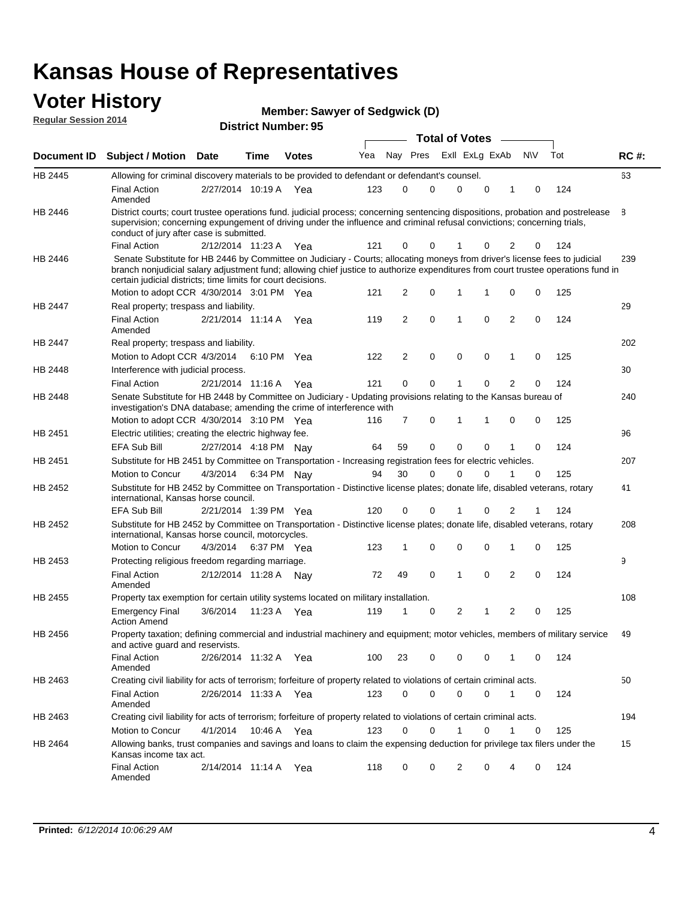# Kansas House of Representatives

## Voter History

**Regular Session 2014**

**Member: Sawyer of Sedgwick (D)**

**District Number: 95**

| Document ID | Subject / Motion | Date | Time | Votes | Yea | Nay | Pres | ExII | ExLg | ExAb | N\V | Tot | RC #: |
|---|---|---|---|---|---|---|---|---|---|---|---|---|---|
| HB 2445 | Allowing for criminal discovery materials to be provided to defendant or defendant's counsel. | | | | | | | | | | | | 63 |
| | Final Action Amended | 2/27/2014 | 10:19 A | Yea | 123 | 0 | 0 | 0 | 0 | 1 | 0 | 124 | |
| HB 2446 | District courts; court trustee operations fund. judicial process; concerning sentencing dispositions, probation and postrelease supervision; concerning expungement of driving under the influence and criminal refusal convictions; concerning trials, conduct of jury after case is submitted. | | | | | | | | | | | | 8 |
| | Final Action | 2/12/2014 | 11:23 A | Yea | 121 | 0 | 0 | 1 | 0 | 2 | 0 | 124 | |
| HB 2446 | Senate Substitute for HB 2446 by Committee on Judiciary - Courts; allocating moneys from driver's license fees to judicial branch nonjudicial salary adjustment fund; allowing chief justice to authorize expenditures from court trustee operations fund in certain judicial districts; time limits for court decisions. | | | | | | | | | | | | 239 |
| | Motion to adopt CCR | 4/30/2014 | 3:01 PM | Yea | 121 | 2 | 0 | 1 | 1 | 0 | 0 | 125 | |
| HB 2447 | Real property; trespass and liability. | | | | | | | | | | | | 29 |
| | Final Action Amended | 2/21/2014 | 11:14 A | Yea | 119 | 2 | 0 | 1 | 0 | 2 | 0 | 124 | |
| HB 2447 | Real property; trespass and liability. | | | | | | | | | | | | 202 |
| | Motion to Adopt CCR | 4/3/2014 | 6:10 PM | Yea | 122 | 2 | 0 | 0 | 0 | 1 | 0 | 125 | |
| HB 2448 | Interference with judicial process. | | | | | | | | | | | | 30 |
| | Final Action | 2/21/2014 | 11:16 A | Yea | 121 | 0 | 0 | 1 | 0 | 2 | 0 | 124 | |
| HB 2448 | Senate Substitute for HB 2448 by Committee on Judiciary - Updating provisions relating to the Kansas bureau of investigation's DNA database; amending the crime of interference with | | | | | | | | | | | | 240 |
| | Motion to adopt CCR | 4/30/2014 | 3:10 PM | Yea | 116 | 7 | 0 | 1 | 1 | 0 | 0 | 125 | |
| HB 2451 | Electric utilities; creating the electric highway fee. | | | | | | | | | | | | 96 |
| | EFA Sub Bill | 2/27/2014 | 4:18 PM | Nay | 64 | 59 | 0 | 0 | 0 | 1 | 0 | 124 | |
| HB 2451 | Substitute for HB 2451 by Committee on Transportation - Increasing registration fees for electric vehicles. | | | | | | | | | | | | 207 |
| | Motion to Concur | 4/3/2014 | 6:34 PM | Nay | 94 | 30 | 0 | 0 | 0 | 1 | 0 | 125 | |
| HB 2452 | Substitute for HB 2452 by Committee on Transportation - Distinctive license plates; donate life, disabled veterans, rotary international, Kansas horse council. | | | | | | | | | | | | 41 |
| | EFA Sub Bill | 2/21/2014 | 1:39 PM | Yea | 120 | 0 | 0 | 1 | 0 | 2 | 1 | 124 | |
| HB 2452 | Substitute for HB 2452 by Committee on Transportation - Distinctive license plates; donate life, disabled veterans, rotary international, Kansas horse council, motorcycles. | | | | | | | | | | | | 208 |
| | Motion to Concur | 4/3/2014 | 6:37 PM | Yea | 123 | 1 | 0 | 0 | 0 | 1 | 0 | 125 | |
| HB 2453 | Protecting religious freedom regarding marriage. | | | | | | | | | | | | 9 |
| | Final Action Amended | 2/12/2014 | 11:28 A | Nay | 72 | 49 | 0 | 1 | 0 | 2 | 0 | 124 | |
| HB 2455 | Property tax exemption for certain utility systems located on military installation. | | | | | | | | | | | | 108 |
| | Emergency Final Action Amend | 3/6/2014 | 11:23 A | Yea | 119 | 1 | 0 | 2 | 1 | 2 | 0 | 125 | |
| HB 2456 | Property taxation; defining commercial and industrial machinery and equipment; motor vehicles, members of military service and active guard and reservists. | | | | | | | | | | | | 49 |
| | Final Action Amended | 2/26/2014 | 11:32 A | Yea | 100 | 23 | 0 | 0 | 0 | 1 | 0 | 124 | |
| HB 2463 | Creating civil liability for acts of terrorism; forfeiture of property related to violations of certain criminal acts. | | | | | | | | | | | | 50 |
| | Final Action Amended | 2/26/2014 | 11:33 A | Yea | 123 | 0 | 0 | 0 | 0 | 1 | 0 | 124 | |
| HB 2463 | Creating civil liability for acts of terrorism; forfeiture of property related to violations of certain criminal acts. | | | | | | | | | | | | 194 |
| | Motion to Concur | 4/1/2014 | 10:46 A | Yea | 123 | 0 | 0 | 1 | 0 | 1 | 0 | 125 | |
| HB 2464 | Allowing banks, trust companies and savings and loans to claim the expensing deduction for privilege tax filers under the Kansas income tax act. | | | | | | | | | | | | 15 |
| | Final Action Amended | 2/14/2014 | 11:14 A | Yea | 118 | 0 | 0 | 2 | 0 | 4 | 0 | 124 | |

**Printed:** *6/12/2014 10:06:29 AM*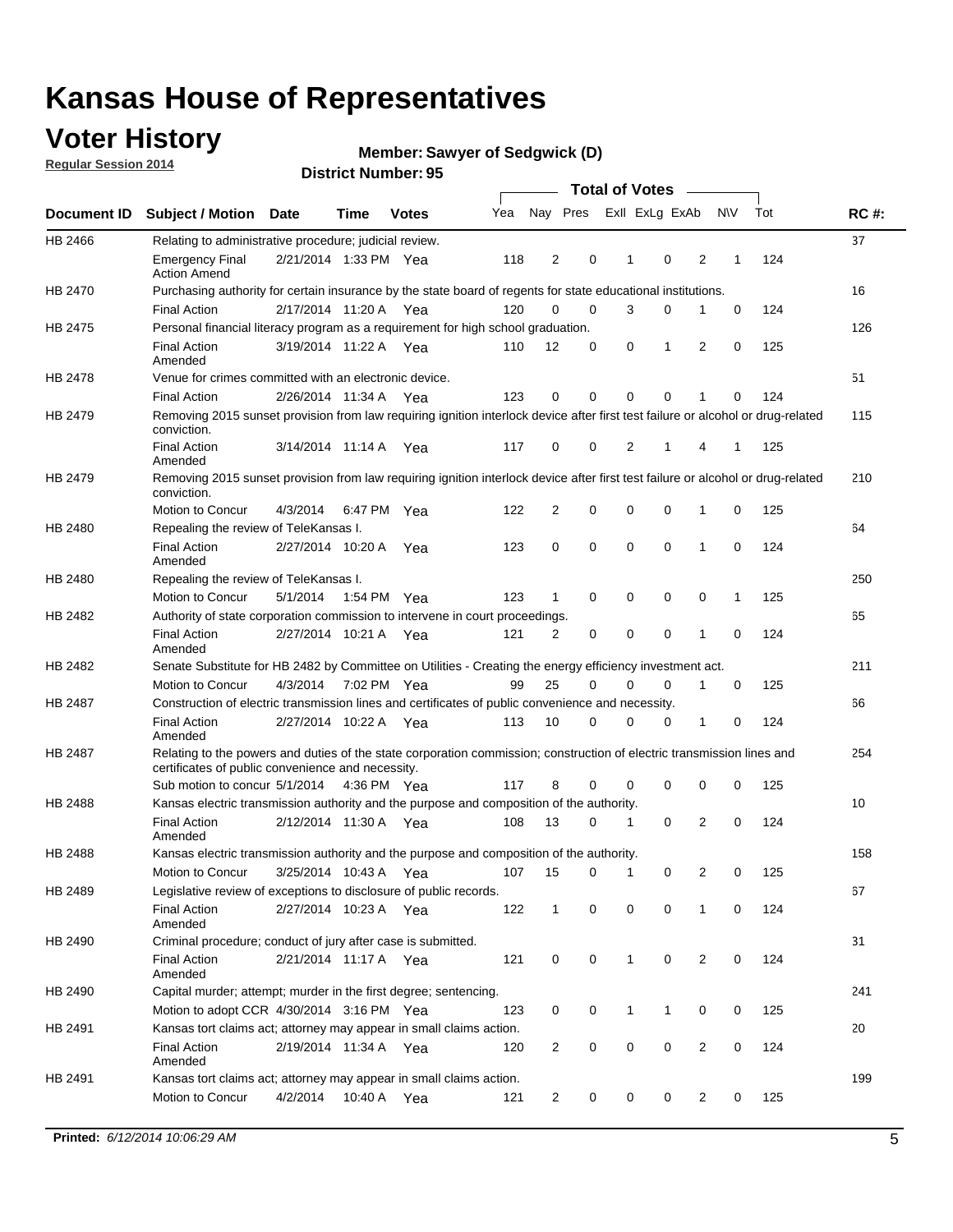# Kansas House of Representatives

## Voter History

**Regular Session 2014**

**Member: Sawyer of Sedgwick (D)**

**District Number: 95**

| Document ID | Subject / Motion | Date | Time | Votes | Yea | Nay | Pres | ExII | ExLg | ExAb | N\V | Tot | RC #: |
|---|---|---|---|---|---|---|---|---|---|---|---|---|---|
| HB 2466 | Relating to administrative procedure; judicial review. | | | | | | | | | | | | 37 |
| | Emergency Final Action Amend | 2/21/2014 | 1:33 PM | Yea | 118 | 2 | 0 | 1 | 0 | 2 | 1 | 124 | |
| HB 2470 | Purchasing authority for certain insurance by the state board of regents for state educational institutions. | | | | | | | | | | | | 16 |
| | Final Action | 2/17/2014 | 11:20 A | Yea | 120 | 0 | 0 | 3 | 0 | 1 | 0 | 124 | |
| HB 2475 | Personal financial literacy program as a requirement for high school graduation. | | | | | | | | | | | | 126 |
| | Final Action Amended | 3/19/2014 | 11:22 A | Yea | 110 | 12 | 0 | 0 | 1 | 2 | 0 | 125 | |
| HB 2478 | Venue for crimes committed with an electronic device. | | | | | | | | | | | | 51 |
| | Final Action | 2/26/2014 | 11:34 A | Yea | 123 | 0 | 0 | 0 | 0 | 1 | 0 | 124 | |
| HB 2479 | Removing 2015 sunset provision from law requiring ignition interlock device after first test failure or alcohol or drug-related conviction. | | | | | | | | | | | | 115 |
| | Final Action Amended | 3/14/2014 | 11:14 A | Yea | 117 | 0 | 0 | 2 | 1 | 4 | 1 | 125 | |
| HB 2479 | Removing 2015 sunset provision from law requiring ignition interlock device after first test failure or alcohol or drug-related conviction. | | | | | | | | | | | | 210 |
| | Motion to Concur | 4/3/2014 | 6:47 PM | Yea | 122 | 2 | 0 | 0 | 0 | 1 | 0 | 125 | |
| HB 2480 | Repealing the review of TeleKansas I. | | | | | | | | | | | | 64 |
| | Final Action Amended | 2/27/2014 | 10:20 A | Yea | 123 | 0 | 0 | 0 | 0 | 1 | 0 | 124 | |
| HB 2480 | Repealing the review of TeleKansas I. | | | | | | | | | | | | 250 |
| | Motion to Concur | 5/1/2014 | 1:54 PM | Yea | 123 | 1 | 0 | 0 | 0 | 0 | 1 | 125 | |
| HB 2482 | Authority of state corporation commission to intervene in court proceedings. | | | | | | | | | | | | 65 |
| | Final Action Amended | 2/27/2014 | 10:21 A | Yea | 121 | 2 | 0 | 0 | 0 | 1 | 0 | 124 | |
| HB 2482 | Senate Substitute for HB 2482 by Committee on Utilities - Creating the energy efficiency investment act. | | | | | | | | | | | | 211 |
| | Motion to Concur | 4/3/2014 | 7:02 PM | Yea | 99 | 25 | 0 | 0 | 0 | 1 | 0 | 125 | |
| HB 2487 | Construction of electric transmission lines and certificates of public convenience and necessity. | | | | | | | | | | | | 66 |
| | Final Action Amended | 2/27/2014 | 10:22 A | Yea | 113 | 10 | 0 | 0 | 0 | 1 | 0 | 124 | |
| HB 2487 | Relating to the powers and duties of the state corporation commission; construction of electric transmission lines and certificates of public convenience and necessity. | | | | | | | | | | | | 254 |
| | Sub motion to concur | 5/1/2014 | 4:36 PM | Yea | 117 | 8 | 0 | 0 | 0 | 0 | 0 | 125 | |
| HB 2488 | Kansas electric transmission authority and the purpose and composition of the authority. | | | | | | | | | | | | 10 |
| | Final Action Amended | 2/12/2014 | 11:30 A | Yea | 108 | 13 | 0 | 1 | 0 | 2 | 0 | 124 | |
| HB 2488 | Kansas electric transmission authority and the purpose and composition of the authority. | | | | | | | | | | | | 158 |
| | Motion to Concur | 3/25/2014 | 10:43 A | Yea | 107 | 15 | 0 | 1 | 0 | 2 | 0 | 125 | |
| HB 2489 | Legislative review of exceptions to disclosure of public records. | | | | | | | | | | | | 67 |
| | Final Action Amended | 2/27/2014 | 10:23 A | Yea | 122 | 1 | 0 | 0 | 0 | 1 | 0 | 124 | |
| HB 2490 | Criminal procedure; conduct of jury after case is submitted. | | | | | | | | | | | | 31 |
| | Final Action Amended | 2/21/2014 | 11:17 A | Yea | 121 | 0 | 0 | 1 | 0 | 2 | 0 | 124 | |
| HB 2490 | Capital murder; attempt; murder in the first degree; sentencing. | | | | | | | | | | | | 241 |
| | Motion to adopt CCR | 4/30/2014 | 3:16 PM | Yea | 123 | 0 | 0 | 1 | 1 | 0 | 0 | 125 | |
| HB 2491 | Kansas tort claims act; attorney may appear in small claims action. | | | | | | | | | | | | 20 |
| | Final Action Amended | 2/19/2014 | 11:34 A | Yea | 120 | 2 | 0 | 0 | 0 | 2 | 0 | 124 | |
| HB 2491 | Kansas tort claims act; attorney may appear in small claims action. | | | | | | | | | | | | 199 |
| | Motion to Concur | 4/2/2014 | 10:40 A | Yea | 121 | 2 | 0 | 0 | 0 | 2 | 0 | 125 | |

**Printed:** *6/12/2014 10:06:29 AM*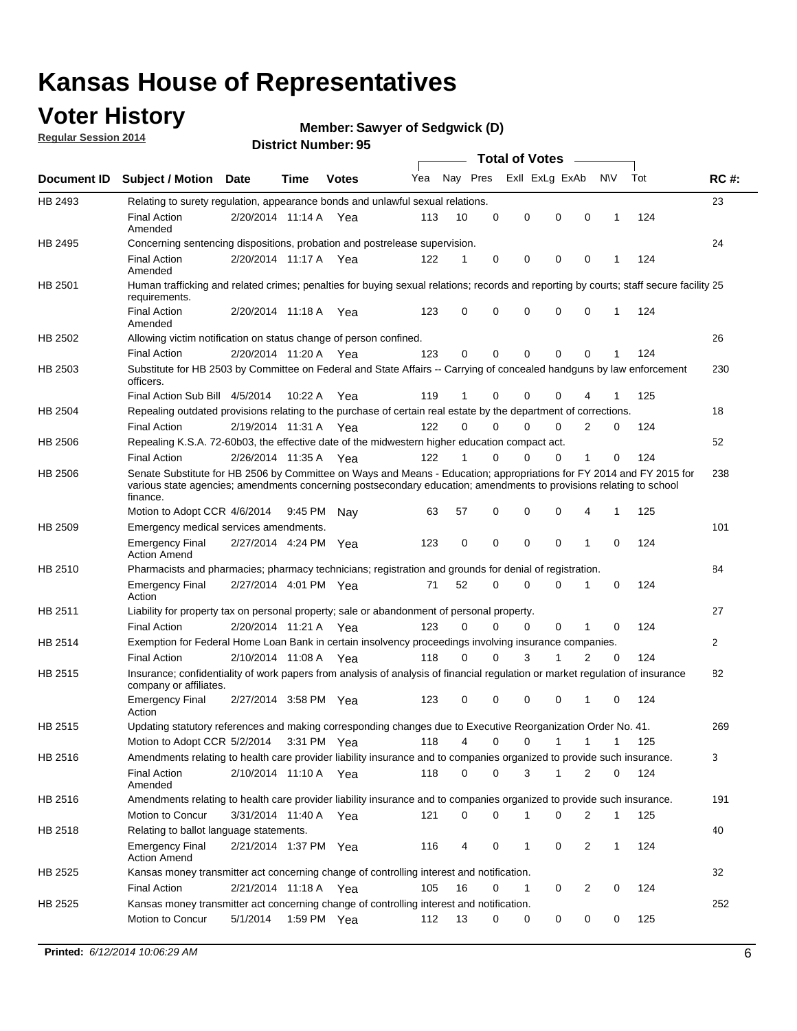# Kansas House of Representatives

## Voter History

**Regular Session 2014**

**Member: Sawyer of Sedgwick (D)**

**District Number: 95**

| Document ID | Subject / Motion | Date | Time | Votes | Yea | Nay | Pres | ExII | ExLg | ExAb | N\V | Tot | RC #: |
|---|---|---|---|---|---|---|---|---|---|---|---|---|---|
| HB 2493 | Relating to surety regulation, appearance bonds and unlawful sexual relations. | | | | | | | | | | | | 23 |
| | Final Action Amended | 2/20/2014 | 11:14 A | Yea | 113 | 10 | 0 | 0 | 0 | 0 | 1 | 124 | |
| HB 2495 | Concerning sentencing dispositions, probation and postrelease supervision. | | | | | | | | | | | | 24 |
| | Final Action Amended | 2/20/2014 | 11:17 A | Yea | 122 | 1 | 0 | 0 | 0 | 0 | 1 | 124 | |
| HB 2501 | Human trafficking and related crimes; penalties for buying sexual relations; records and reporting by courts; staff secure facility requirements. | | | | | | | | | | | | 25 |
| | Final Action Amended | 2/20/2014 | 11:18 A | Yea | 123 | 0 | 0 | 0 | 0 | 0 | 1 | 124 | |
| HB 2502 | Allowing victim notification on status change of person confined. | | | | | | | | | | | | 26 |
| | Final Action | 2/20/2014 | 11:20 A | Yea | 123 | 0 | 0 | 0 | 0 | 0 | 1 | 124 | |
| HB 2503 | Substitute for HB 2503 by Committee on Federal and State Affairs -- Carrying of concealed handguns by law enforcement officers. | | | | | | | | | | | | 230 |
| | Final Action Sub Bill | 4/5/2014 | 10:22 A | Yea | 119 | 1 | 0 | 0 | 0 | 4 | 1 | 125 | |
| HB 2504 | Repealing outdated provisions relating to the purchase of certain real estate by the department of corrections. | | | | | | | | | | | | 18 |
| | Final Action | 2/19/2014 | 11:31 A | Yea | 122 | 0 | 0 | 0 | 0 | 2 | 0 | 124 | |
| HB 2506 | Repealing K.S.A. 72-60b03, the effective date of the midwestern higher education compact act. | | | | | | | | | | | | 52 |
| | Final Action | 2/26/2014 | 11:35 A | Yea | 122 | 1 | 0 | 0 | 0 | 1 | 0 | 124 | |
| HB 2506 | Senate Substitute for HB 2506 by Committee on Ways and Means - Education; appropriations for FY 2014 and FY 2015 for various state agencies; amendments concerning postsecondary education; amendments to provisions relating to school finance. | | | | | | | | | | | | 238 |
| | Motion to Adopt CCR | 4/6/2014 | 9:45 PM | Nay | 63 | 57 | 0 | 0 | 0 | 4 | 1 | 125 | |
| HB 2509 | Emergency medical services amendments. | | | | | | | | | | | | 101 |
| | Emergency Final Action Amend | 2/27/2014 | 4:24 PM | Yea | 123 | 0 | 0 | 0 | 0 | 1 | 0 | 124 | |
| HB 2510 | Pharmacists and pharmacies; pharmacy technicians; registration and grounds for denial of registration. | | | | | | | | | | | | 84 |
| | Emergency Final Action | 2/27/2014 | 4:01 PM | Yea | 71 | 52 | 0 | 0 | 0 | 1 | 0 | 124 | |
| HB 2511 | Liability for property tax on personal property; sale or abandonment of personal property. | | | | | | | | | | | | 27 |
| | Final Action | 2/20/2014 | 11:21 A | Yea | 123 | 0 | 0 | 0 | 0 | 1 | 0 | 124 | |
| HB 2514 | Exemption for Federal Home Loan Bank in certain insolvency proceedings involving insurance companies. | | | | | | | | | | | | 2 |
| | Final Action | 2/10/2014 | 11:08 A | Yea | 118 | 0 | 0 | 3 | 1 | 2 | 0 | 124 | |
| HB 2515 | Insurance; confidentiality of work papers from analysis of analysis of financial regulation or market regulation of insurance company or affiliates. | | | | | | | | | | | | 82 |
| | Emergency Final Action | 2/27/2014 | 3:58 PM | Yea | 123 | 0 | 0 | 0 | 0 | 1 | 0 | 124 | |
| HB 2515 | Updating statutory references and making corresponding changes due to Executive Reorganization Order No. 41. | | | | | | | | | | | | 269 |
| | Motion to Adopt CCR | 5/2/2014 | 3:31 PM | Yea | 118 | 4 | 0 | 0 | 1 | 1 | 1 | 125 | |
| HB 2516 | Amendments relating to health care provider liability insurance and to companies organized to provide such insurance. | | | | | | | | | | | | 3 |
| | Final Action Amended | 2/10/2014 | 11:10 A | Yea | 118 | 0 | 0 | 3 | 1 | 2 | 0 | 124 | |
| HB 2516 | Amendments relating to health care provider liability insurance and to companies organized to provide such insurance. | | | | | | | | | | | | 191 |
| | Motion to Concur | 3/31/2014 | 11:40 A | Yea | 121 | 0 | 0 | 1 | 0 | 2 | 1 | 125 | |
| HB 2518 | Relating to ballot language statements. | | | | | | | | | | | | 40 |
| | Emergency Final Action Amend | 2/21/2014 | 1:37 PM | Yea | 116 | 4 | 0 | 1 | 0 | 2 | 1 | 124 | |
| HB 2525 | Kansas money transmitter act concerning change of controlling interest and notification. | | | | | | | | | | | | 32 |
| | Final Action | 2/21/2014 | 11:18 A | Yea | 105 | 16 | 0 | 1 | 0 | 2 | 0 | 124 | |
| HB 2525 | Kansas money transmitter act concerning change of controlling interest and notification. | | | | | | | | | | | | 252 |
| | Motion to Concur | 5/1/2014 | 1:59 PM | Yea | 112 | 13 | 0 | 0 | 0 | 0 | 0 | 125 | |

**Printed:** *6/12/2014 10:06:29 AM*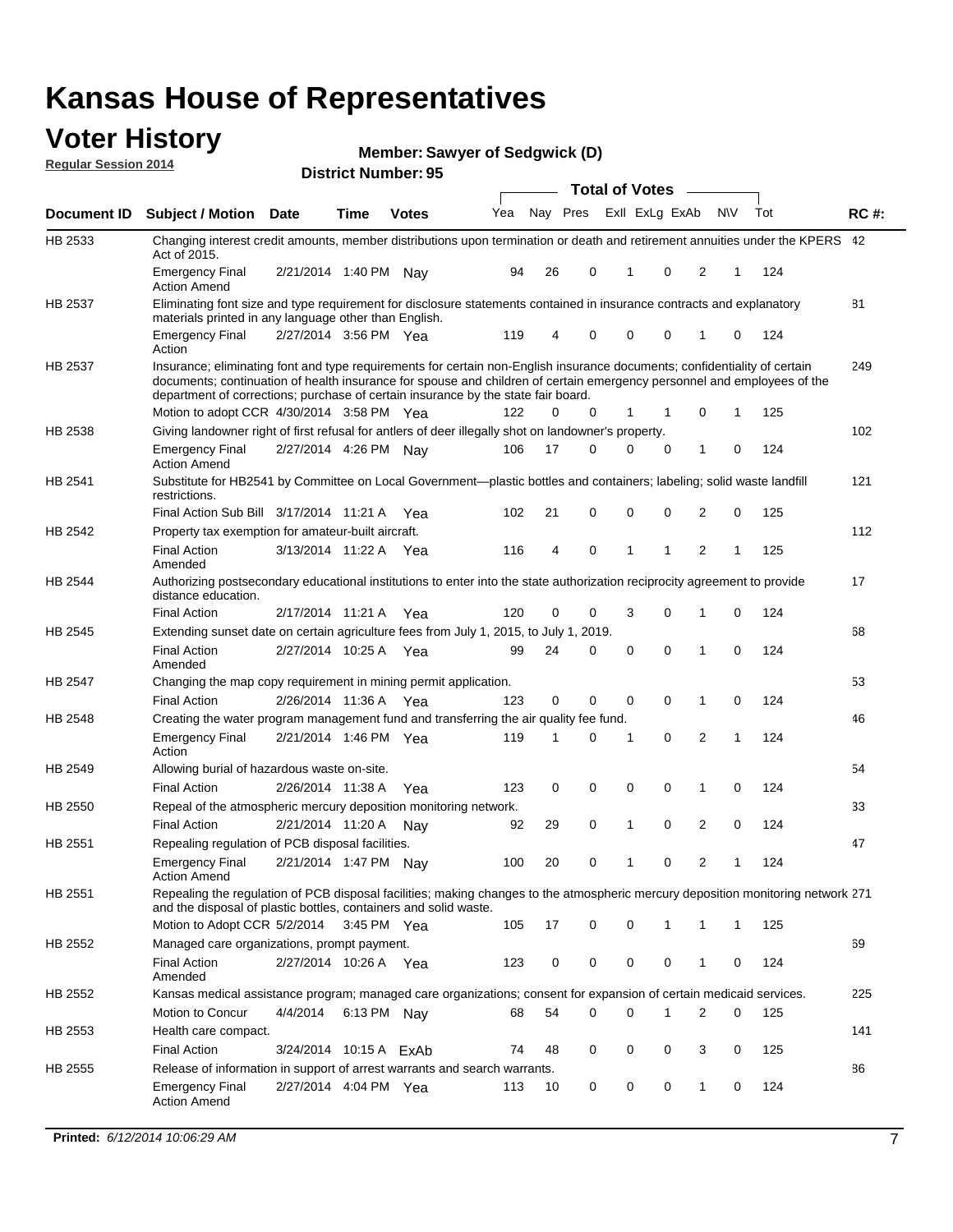# Kansas House of Representatives

## Voter History

**Regular Session 2014**

**Member: Sawyer of Sedgwick (D)**

**District Number: 95**

| Document ID | Subject / Motion | Date | Time | Votes | Yea | Nay | Pres | ExII | ExLg | ExAb | N\V | Tot | RC #: |
|---|---|---|---|---|---|---|---|---|---|---|---|---|---|
| HB 2533 | Changing interest credit amounts, member distributions upon termination or death and retirement annuities under the KPERS Act of 2015. | | | | | | | | | | | | 42 |
| | Emergency Final Action Amend | 2/21/2014 | 1:40 PM | Nay | 94 | 26 | 0 | 1 | 0 | 2 | 1 | 124 | |
| HB 2537 | Eliminating font size and type requirement for disclosure statements contained in insurance contracts and explanatory materials printed in any language other than English. | | | | | | | | | | | | 81 |
| | Emergency Final Action | 2/27/2014 | 3:56 PM | Yea | 119 | 4 | 0 | 0 | 0 | 1 | 0 | 124 | |
| HB 2537 | Insurance; eliminating font and type requirements for certain non-English insurance documents; confidentiality of certain documents; continuation of health insurance for spouse and children of certain emergency personnel and employees of the department of corrections; purchase of certain insurance by the state fair board. | | | | | | | | | | | | 249 |
| | Motion to adopt CCR | 4/30/2014 | 3:58 PM | Yea | 122 | 0 | 0 | 1 | 1 | 0 | 1 | 125 | |
| HB 2538 | Giving landowner right of first refusal for antlers of deer illegally shot on landowner's property. | | | | | | | | | | | | 102 |
| | Emergency Final Action Amend | 2/27/2014 | 4:26 PM | Nay | 106 | 17 | 0 | 0 | 0 | 1 | 0 | 124 | |
| HB 2541 | Substitute for HB2541 by Committee on Local Government—plastic bottles and containers; labeling; solid waste landfill restrictions. | | | | | | | | | | | | 121 |
| | Final Action Sub Bill | 3/17/2014 | 11:21 A | Yea | 102 | 21 | 0 | 0 | 0 | 2 | 0 | 125 | |
| HB 2542 | Property tax exemption for amateur-built aircraft. | | | | | | | | | | | | 112 |
| | Final Action Amended | 3/13/2014 | 11:22 A | Yea | 116 | 4 | 0 | 1 | 1 | 2 | 1 | 125 | |
| HB 2544 | Authorizing postsecondary educational institutions to enter into the state authorization reciprocity agreement to provide distance education. | | | | | | | | | | | | 17 |
| | Final Action | 2/17/2014 | 11:21 A | Yea | 120 | 0 | 0 | 3 | 0 | 1 | 0 | 124 | |
| HB 2545 | Extending sunset date on certain agriculture fees from July 1, 2015, to July 1, 2019. | | | | | | | | | | | | 68 |
| | Final Action Amended | 2/27/2014 | 10:25 A | Yea | 99 | 24 | 0 | 0 | 0 | 1 | 0 | 124 | |
| HB 2547 | Changing the map copy requirement in mining permit application. | | | | | | | | | | | | 53 |
| | Final Action | 2/26/2014 | 11:36 A | Yea | 123 | 0 | 0 | 0 | 0 | 1 | 0 | 124 | |
| HB 2548 | Creating the water program management fund and transferring the air quality fee fund. | | | | | | | | | | | | 46 |
| | Emergency Final Action | 2/21/2014 | 1:46 PM | Yea | 119 | 1 | 0 | 1 | 0 | 2 | 1 | 124 | |
| HB 2549 | Allowing burial of hazardous waste on-site. | | | | | | | | | | | | 54 |
| | Final Action | 2/26/2014 | 11:38 A | Yea | 123 | 0 | 0 | 0 | 0 | 1 | 0 | 124 | |
| HB 2550 | Repeal of the atmospheric mercury deposition monitoring network. | | | | | | | | | | | | 33 |
| | Final Action | 2/21/2014 | 11:20 A | Nay | 92 | 29 | 0 | 1 | 0 | 2 | 0 | 124 | |
| HB 2551 | Repealing regulation of PCB disposal facilities. | | | | | | | | | | | | 47 |
| | Emergency Final Action Amend | 2/21/2014 | 1:47 PM | Nay | 100 | 20 | 0 | 1 | 0 | 2 | 1 | 124 | |
| HB 2551 | Repealing the regulation of PCB disposal facilities; making changes to the atmospheric mercury deposition monitoring network and the disposal of plastic bottles, containers and solid waste. | | | | | | | | | | | | 271 |
| | Motion to Adopt CCR | 5/2/2014 | 3:45 PM | Yea | 105 | 17 | 0 | 0 | 1 | 1 | 1 | 125 | |
| HB 2552 | Managed care organizations, prompt payment. | | | | | | | | | | | | 69 |
| | Final Action Amended | 2/27/2014 | 10:26 A | Yea | 123 | 0 | 0 | 0 | 0 | 1 | 0 | 124 | |
| HB 2552 | Kansas medical assistance program; managed care organizations; consent for expansion of certain medicaid services. | | | | | | | | | | | | 225 |
| | Motion to Concur | 4/4/2014 | 6:13 PM | Nay | 68 | 54 | 0 | 0 | 1 | 2 | 0 | 125 | |
| HB 2553 | Health care compact. | | | | | | | | | | | | 141 |
| | Final Action | 3/24/2014 | 10:15 A | ExAb | 74 | 48 | 0 | 0 | 0 | 3 | 0 | 125 | |
| HB 2555 | Release of information in support of arrest warrants and search warrants. | | | | | | | | | | | | 86 |
| | Emergency Final Action Amend | 2/27/2014 | 4:04 PM | Yea | 113 | 10 | 0 | 0 | 0 | 1 | 0 | 124 | |

**Printed:** *6/12/2014 10:06:29 AM*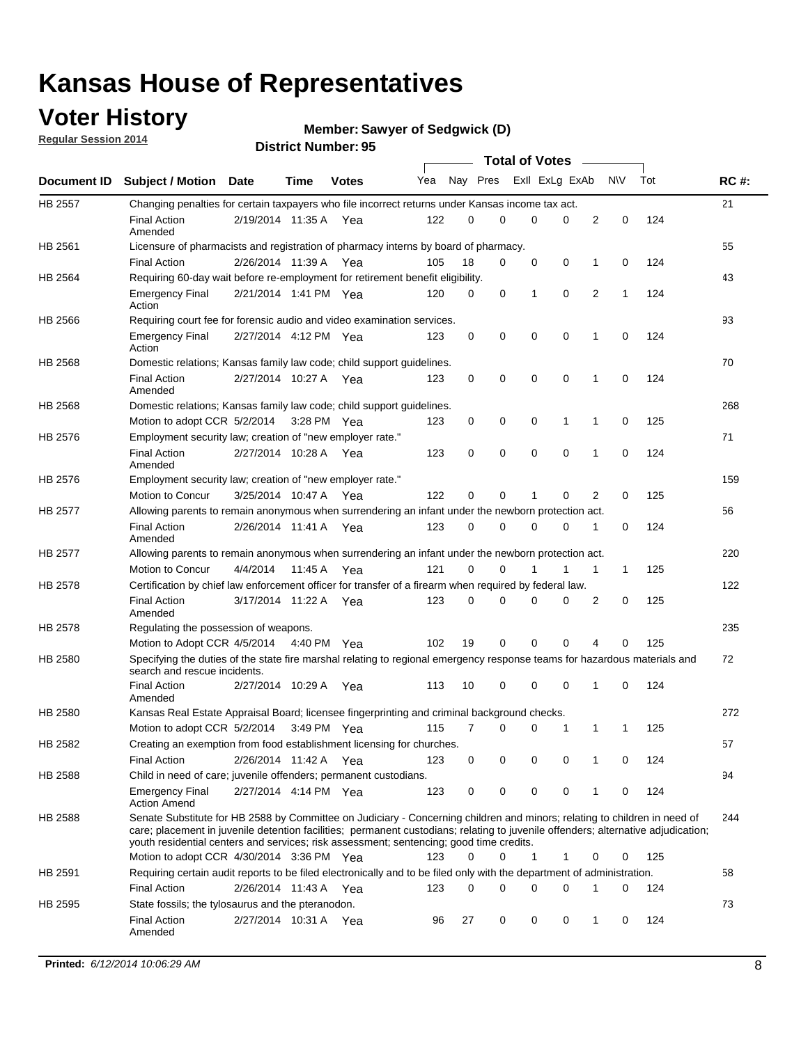# Kansas House of Representatives

## Voter History

**Regular Session 2014**

**Member: Sawyer of Sedgwick (D)**

**District Number: 95**

| Document ID | Subject / Motion | Date | Time | Votes | Yea | Nay | Pres | ExII | ExLg | ExAb | N\V | Tot | RC #: |
|---|---|---|---|---|---|---|---|---|---|---|---|---|---|
| HB 2557 | Changing penalties for certain taxpayers who file incorrect returns under Kansas income tax act. | | | | | | | | | | | | 21 |
| | Final Action Amended | 2/19/2014 | 11:35 A | Yea | 122 | 0 | 0 | 0 | 0 | 2 | 0 | 124 | |
| HB 2561 | Licensure of pharmacists and registration of pharmacy interns by board of pharmacy. | | | | | | | | | | | | 55 |
| | Final Action | 2/26/2014 | 11:39 A | Yea | 105 | 18 | 0 | 0 | 0 | 1 | 0 | 124 | |
| HB 2564 | Requiring 60-day wait before re-employment for retirement benefit eligibility. | | | | | | | | | | | | 43 |
| | Emergency Final Action | 2/21/2014 | 1:41 PM | Yea | 120 | 0 | 0 | 1 | 0 | 2 | 1 | 124 | |
| HB 2566 | Requiring court fee for forensic audio and video examination services. | | | | | | | | | | | | 93 |
| | Emergency Final Action | 2/27/2014 | 4:12 PM | Yea | 123 | 0 | 0 | 0 | 0 | 1 | 0 | 124 | |
| HB 2568 | Domestic relations; Kansas family law code; child support guidelines. | | | | | | | | | | | | 70 |
| | Final Action Amended | 2/27/2014 | 10:27 A | Yea | 123 | 0 | 0 | 0 | 0 | 1 | 0 | 124 | |
| HB 2568 | Domestic relations; Kansas family law code; child support guidelines. | | | | | | | | | | | | 268 |
| | Motion to adopt CCR | 5/2/2014 | 3:28 PM | Yea | 123 | 0 | 0 | 0 | 1 | 1 | 0 | 125 | |
| HB 2576 | Employment security law; creation of "new employer rate." | | | | | | | | | | | | 71 |
| | Final Action Amended | 2/27/2014 | 10:28 A | Yea | 123 | 0 | 0 | 0 | 0 | 1 | 0 | 124 | |
| HB 2576 | Employment security law; creation of "new employer rate." | | | | | | | | | | | | 159 |
| | Motion to Concur | 3/25/2014 | 10:47 A | Yea | 122 | 0 | 0 | 1 | 0 | 2 | 0 | 125 | |
| HB 2577 | Allowing parents to remain anonymous when surrendering an infant under the newborn protection act. | | | | | | | | | | | | 56 |
| | Final Action Amended | 2/26/2014 | 11:41 A | Yea | 123 | 0 | 0 | 0 | 0 | 1 | 0 | 124 | |
| HB 2577 | Allowing parents to remain anonymous when surrendering an infant under the newborn protection act. | | | | | | | | | | | | 220 |
| | Motion to Concur | 4/4/2014 | 11:45 A | Yea | 121 | 0 | 0 | 1 | 1 | 1 | 1 | 125 | |
| HB 2578 | Certification by chief law enforcement officer for transfer of a firearm when required by federal law. | | | | | | | | | | | | 122 |
| | Final Action Amended | 3/17/2014 | 11:22 A | Yea | 123 | 0 | 0 | 0 | 0 | 2 | 0 | 125 | |
| HB 2578 | Regulating the possession of weapons. | | | | | | | | | | | | 235 |
| | Motion to Adopt CCR | 4/5/2014 | 4:40 PM | Yea | 102 | 19 | 0 | 0 | 0 | 4 | 0 | 125 | |
| HB 2580 | Specifying the duties of the state fire marshal relating to regional emergency response teams for hazardous materials and search and rescue incidents. | | | | | | | | | | | | 72 |
| | Final Action Amended | 2/27/2014 | 10:29 A | Yea | 113 | 10 | 0 | 0 | 0 | 1 | 0 | 124 | |
| HB 2580 | Kansas Real Estate Appraisal Board; licensee fingerprinting and criminal background checks. | | | | | | | | | | | | 272 |
| | Motion to adopt CCR | 5/2/2014 | 3:49 PM | Yea | 115 | 7 | 0 | 0 | 1 | 1 | 1 | 125 | |
| HB 2582 | Creating an exemption from food establishment licensing for churches. | | | | | | | | | | | | 57 |
| | Final Action | 2/26/2014 | 11:42 A | Yea | 123 | 0 | 0 | 0 | 0 | 1 | 0 | 124 | |
| HB 2588 | Child in need of care; juvenile offenders; permanent custodians. | | | | | | | | | | | | 94 |
| | Emergency Final Action Amend | 2/27/2014 | 4:14 PM | Yea | 123 | 0 | 0 | 0 | 0 | 1 | 0 | 124 | |
| HB 2588 | Senate Substitute for HB 2588 by Committee on Judiciary - Concerning children and minors; relating to children in need of care; placement in juvenile detention facilities; permanent custodians; relating to juvenile offenders; alternative adjudication; youth residential centers and services; risk assessment; sentencing; good time credits. | | | | | | | | | | | | 244 |
| | Motion to adopt CCR | 4/30/2014 | 3:36 PM | Yea | 123 | 0 | 0 | 1 | 1 | 0 | 0 | 125 | |
| HB 2591 | Requiring certain audit reports to be filed electronically and to be filed only with the department of administration. | | | | | | | | | | | | 58 |
| | Final Action | 2/26/2014 | 11:43 A | Yea | 123 | 0 | 0 | 0 | 0 | 1 | 0 | 124 | |
| HB 2595 | State fossils; the tylosaurus and the pteranodon. | | | | | | | | | | | | 73 |
| | Final Action Amended | 2/27/2014 | 10:31 A | Yea | 96 | 27 | 0 | 0 | 0 | 1 | 0 | 124 | |

**Printed:** *6/12/2014 10:06:29 AM*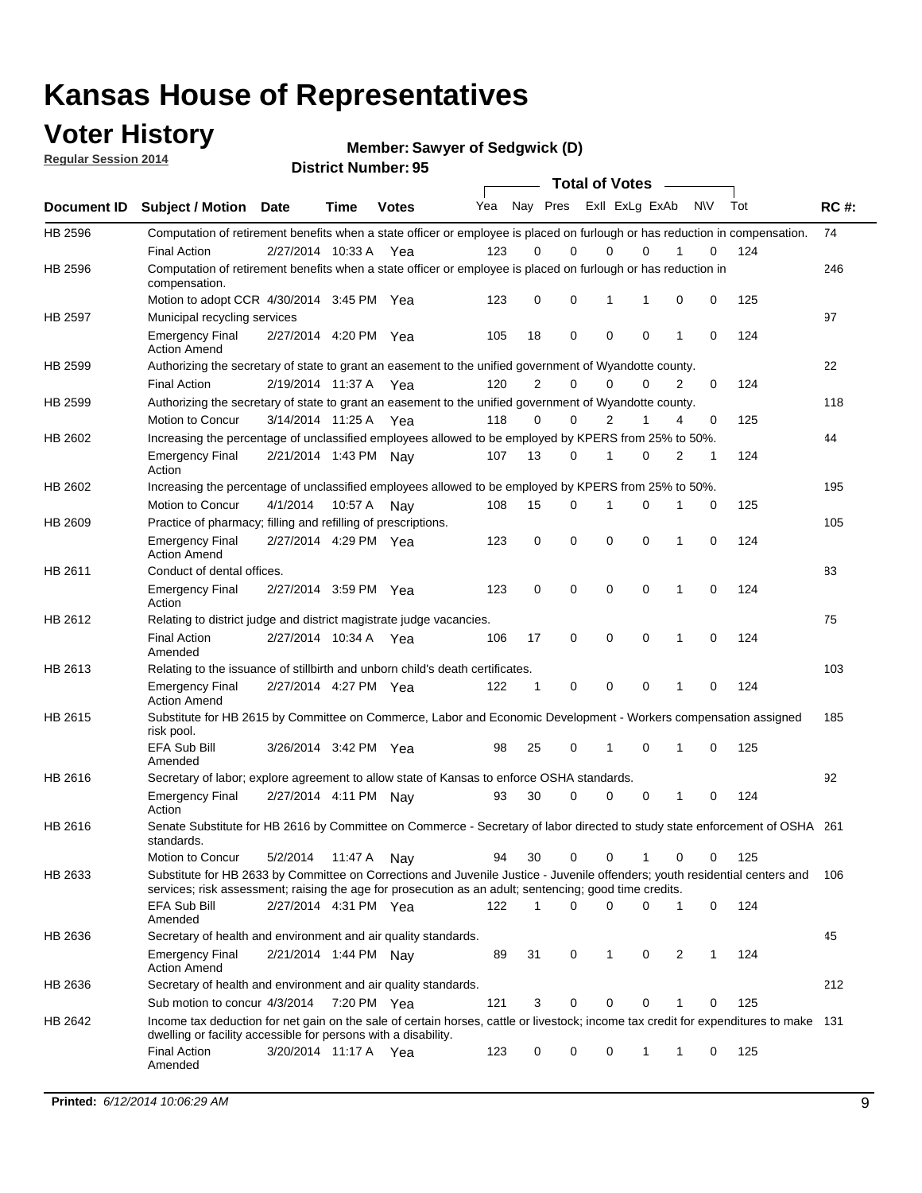# Kansas House of Representatives

## Voter History

**Regular Session 2014**

**Member: Sawyer of Sedgwick (D)**

**District Number: 95**

| Document ID | Subject / Motion | Date | Time | Votes | Yea | Nay | Pres | ExII | ExLg | ExAb | N\V | Tot | RC #: |
|---|---|---|---|---|---|---|---|---|---|---|---|---|---|
| HB 2596 | Computation of retirement benefits when a state officer or employee is placed on furlough or has reduction in compensation. | | | | | | | | | | | | 74 |
| | Final Action | 2/27/2014 | 10:33 A | Yea | 123 | 0 | 0 | 0 | 0 | 1 | 0 | 124 | |
| HB 2596 | Computation of retirement benefits when a state officer or employee is placed on furlough or has reduction in compensation. | | | | | | | | | | | | 246 |
| | Motion to adopt CCR | 4/30/2014 | 3:45 PM | Yea | 123 | 0 | 0 | 1 | 1 | 0 | 0 | 125 | |
| HB 2597 | Municipal recycling services | | | | | | | | | | | | 97 |
| | Emergency Final Action Amend | 2/27/2014 | 4:20 PM | Yea | 105 | 18 | 0 | 0 | 0 | 1 | 0 | 124 | |
| HB 2599 | Authorizing the secretary of state to grant an easement to the unified government of Wyandotte county. | | | | | | | | | | | | 22 |
| | Final Action | 2/19/2014 | 11:37 A | Yea | 120 | 2 | 0 | 0 | 0 | 2 | 0 | 124 | |
| HB 2599 | Authorizing the secretary of state to grant an easement to the unified government of Wyandotte county. | | | | | | | | | | | | 118 |
| | Motion to Concur | 3/14/2014 | 11:25 A | Yea | 118 | 0 | 0 | 2 | 1 | 4 | 0 | 125 | |
| HB 2602 | Increasing the percentage of unclassified employees allowed to be employed by KPERS from 25% to 50%. | | | | | | | | | | | | 44 |
| | Emergency Final Action | 2/21/2014 | 1:43 PM | Nay | 107 | 13 | 0 | 1 | 0 | 2 | 1 | 124 | |
| HB 2602 | Increasing the percentage of unclassified employees allowed to be employed by KPERS from 25% to 50%. | | | | | | | | | | | | 195 |
| | Motion to Concur | 4/1/2014 | 10:57 A | Nay | 108 | 15 | 0 | 1 | 0 | 1 | 0 | 125 | |
| HB 2609 | Practice of pharmacy; filling and refilling of prescriptions. | | | | | | | | | | | | 105 |
| | Emergency Final Action Amend | 2/27/2014 | 4:29 PM | Yea | 123 | 0 | 0 | 0 | 0 | 1 | 0 | 124 | |
| HB 2611 | Conduct of dental offices. | | | | | | | | | | | | 83 |
| | Emergency Final Action | 2/27/2014 | 3:59 PM | Yea | 123 | 0 | 0 | 0 | 0 | 1 | 0 | 124 | |
| HB 2612 | Relating to district judge and district magistrate judge vacancies. | | | | | | | | | | | | 75 |
| | Final Action Amended | 2/27/2014 | 10:34 A | Yea | 106 | 17 | 0 | 0 | 0 | 1 | 0 | 124 | |
| HB 2613 | Relating to the issuance of stillbirth and unborn child's death certificates. | | | | | | | | | | | | 103 |
| | Emergency Final Action Amend | 2/27/2014 | 4:27 PM | Yea | 122 | 1 | 0 | 0 | 0 | 1 | 0 | 124 | |
| HB 2615 | Substitute for HB 2615 by Committee on Commerce, Labor and Economic Development - Workers compensation assigned risk pool. | | | | | | | | | | | | 185 |
| | EFA Sub Bill Amended | 3/26/2014 | 3:42 PM | Yea | 98 | 25 | 0 | 1 | 0 | 1 | 0 | 125 | |
| HB 2616 | Secretary of labor; explore agreement to allow state of Kansas to enforce OSHA standards. | | | | | | | | | | | | 92 |
| | Emergency Final Action | 2/27/2014 | 4:11 PM | Nay | 93 | 30 | 0 | 0 | 0 | 1 | 0 | 124 | |
| HB 2616 | Senate Substitute for HB 2616 by Committee on Commerce - Secretary of labor directed to study state enforcement of OSHA standards. | | | | | | | | | | | | 261 |
| | Motion to Concur | 5/2/2014 | 11:47 A | Nay | 94 | 30 | 0 | 0 | 1 | 0 | 0 | 125 | |
| HB 2633 | Substitute for HB 2633 by Committee on Corrections and Juvenile Justice - Juvenile offenders; youth residential centers and services; risk assessment; raising the age for prosecution as an adult; sentencing; good time credits. | | | | | | | | | | | | 106 |
| | EFA Sub Bill Amended | 2/27/2014 | 4:31 PM | Yea | 122 | 1 | 0 | 0 | 0 | 1 | 0 | 124 | |
| HB 2636 | Secretary of health and environment and air quality standards. | | | | | | | | | | | | 45 |
| | Emergency Final Action Amend | 2/21/2014 | 1:44 PM | Nay | 89 | 31 | 0 | 1 | 0 | 2 | 1 | 124 | |
| HB 2636 | Secretary of health and environment and air quality standards. | | | | | | | | | | | | 212 |
| | Sub motion to concur | 4/3/2014 | 7:20 PM | Yea | 121 | 3 | 0 | 0 | 0 | 1 | 0 | 125 | |
| HB 2642 | Income tax deduction for net gain on the sale of certain horses, cattle or livestock; income tax credit for expenditures to make dwelling or facility accessible for persons with a disability. | | | | | | | | | | | | 131 |
| | Final Action Amended | 3/20/2014 | 11:17 A | Yea | 123 | 0 | 0 | 0 | 1 | 1 | 0 | 125 | |

**Printed:** 6/12/2014 10:06:29 AM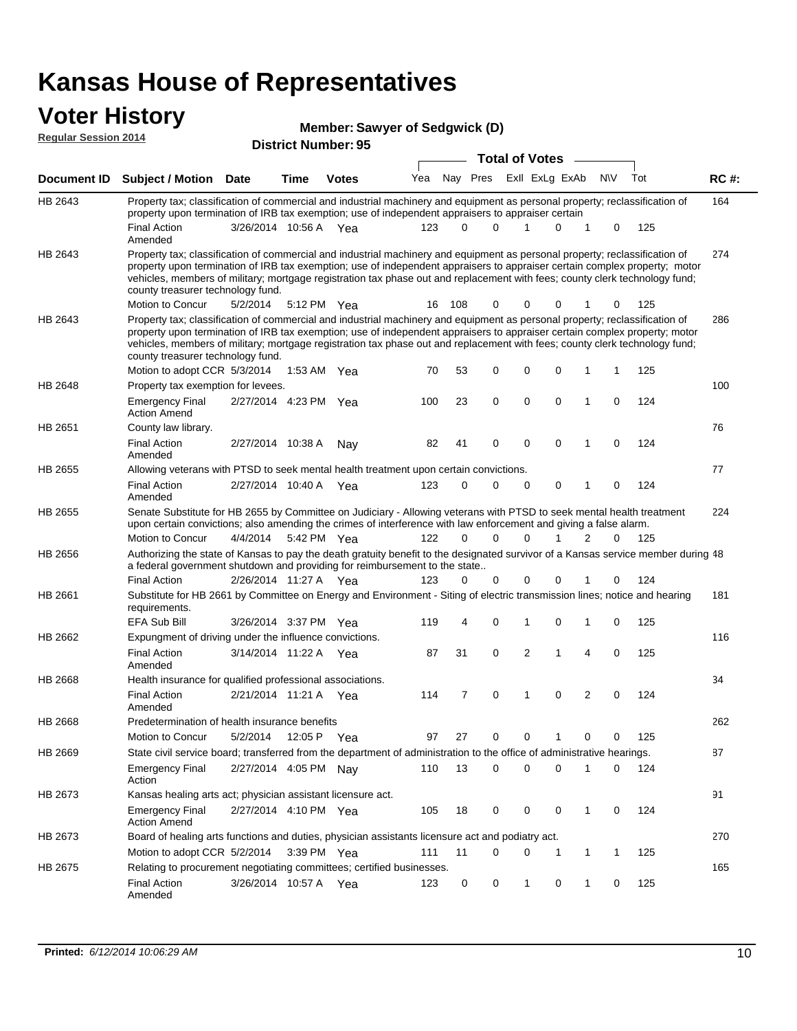# Kansas House of Representatives

## Voter History

**Regular Session 2014**

**Member: Sawyer of Sedgwick (D)**

**District Number: 95**

| Document ID | Subject / Motion | Date | Time | Votes | Yea | Nay | Pres | ExlI | ExLg | ExAb | N\V | Tot | RC #: |
|---|---|---|---|---|---|---|---|---|---|---|---|---|---|
| HB 2643 | Property tax; classification of commercial and industrial machinery and equipment as personal property; reclassification of property upon termination of IRB tax exemption; use of independent appraisers to appraiser certain | | | | | | | | | | | | 164 |
| | Final Action Amended | 3/26/2014 | 10:56 A | Yea | 123 | 0 | 0 | 1 | 0 | 1 | 0 | 125 | |
| HB 2643 | Property tax; classification of commercial and industrial machinery and equipment as personal property; reclassification of property upon termination of IRB tax exemption; use of independent appraisers to appraiser certain complex property; motor vehicles, members of military; mortgage registration tax phase out and replacement with fees; county clerk technology fund; county treasurer technology fund. | | | | | | | | | | | | 274 |
| | Motion to Concur | 5/2/2014 | 5:12 PM | Yea | 16 | 108 | 0 | 0 | 0 | 1 | 0 | 125 | |
| HB 2643 | Property tax; classification of commercial and industrial machinery and equipment as personal property; reclassification of property upon termination of IRB tax exemption; use of independent appraisers to appraiser certain complex property; motor vehicles, members of military; mortgage registration tax phase out and replacement with fees; county clerk technology fund; county treasurer technology fund. | | | | | | | | | | | | 286 |
| | Motion to adopt CCR | 5/3/2014 | 1:53 AM | Yea | 70 | 53 | 0 | 0 | 0 | 1 | 1 | 125 | |
| HB 2648 | Property tax exemption for levees. | | | | | | | | | | | | 100 |
| | Emergency Final Action Amend | 2/27/2014 | 4:23 PM | Yea | 100 | 23 | 0 | 0 | 0 | 1 | 0 | 124 | |
| HB 2651 | County law library. | | | | | | | | | | | | 76 |
| | Final Action Amended | 2/27/2014 | 10:38 A | Nay | 82 | 41 | 0 | 0 | 0 | 1 | 0 | 124 | |
| HB 2655 | Allowing veterans with PTSD to seek mental health treatment upon certain convictions. | | | | | | | | | | | | 77 |
| | Final Action Amended | 2/27/2014 | 10:40 A | Yea | 123 | 0 | 0 | 0 | 0 | 1 | 0 | 124 | |
| HB 2655 | Senate Substitute for HB 2655 by Committee on Judiciary - Allowing veterans with PTSD to seek mental health treatment upon certain convictions; also amending the crimes of interference with law enforcement and giving a false alarm. | | | | | | | | | | | | 224 |
| | Motion to Concur | 4/4/2014 | 5:42 PM | Yea | 122 | 0 | 0 | 0 | 1 | 2 | 0 | 125 | |
| HB 2656 | Authorizing the state of Kansas to pay the death gratuity benefit to the designated survivor of a Kansas service member during a federal government shutdown and providing for reimbursement to the state.. | | | | | | | | | | | | 48 |
| | Final Action | 2/26/2014 | 11:27 A | Yea | 123 | 0 | 0 | 0 | 0 | 1 | 0 | 124 | |
| HB 2661 | Substitute for HB 2661 by Committee on Energy and Environment - Siting of electric transmission lines; notice and hearing requirements. | | | | | | | | | | | | 181 |
| | EFA Sub Bill | 3/26/2014 | 3:37 PM | Yea | 119 | 4 | 0 | 1 | 0 | 1 | 0 | 125 | |
| HB 2662 | Expungment of driving under the influence convictions. | | | | | | | | | | | | 116 |
| | Final Action Amended | 3/14/2014 | 11:22 A | Yea | 87 | 31 | 0 | 2 | 1 | 4 | 0 | 125 | |
| HB 2668 | Health insurance for qualified professional associations. | | | | | | | | | | | | 34 |
| | Final Action Amended | 2/21/2014 | 11:21 A | Yea | 114 | 7 | 0 | 1 | 0 | 2 | 0 | 124 | |
| HB 2668 | Predetermination of health insurance benefits | | | | | | | | | | | | 262 |
| | Motion to Concur | 5/2/2014 | 12:05 P | Yea | 97 | 27 | 0 | 0 | 1 | 0 | 0 | 125 | |
| HB 2669 | State civil service board; transferred from the department of administration to the office of administrative hearings. | | | | | | | | | | | | 87 |
| | Emergency Final Action | 2/27/2014 | 4:05 PM | Nay | 110 | 13 | 0 | 0 | 0 | 1 | 0 | 124 | |
| HB 2673 | Kansas healing arts act; physician assistant licensure act. | | | | | | | | | | | | 91 |
| | Emergency Final Action Amend | 2/27/2014 | 4:10 PM | Yea | 105 | 18 | 0 | 0 | 0 | 1 | 0 | 124 | |
| HB 2673 | Board of healing arts functions and duties, physician assistants licensure act and podiatry act. | | | | | | | | | | | | 270 |
| | Motion to adopt CCR | 5/2/2014 | 3:39 PM | Yea | 111 | 11 | 0 | 0 | 1 | 1 | 1 | 125 | |
| HB 2675 | Relating to procurement negotiating committees; certified businesses. | | | | | | | | | | | | 165 |
| | Final Action Amended | 3/26/2014 | 10:57 A | Yea | 123 | 0 | 0 | 1 | 0 | 1 | 0 | 125 | |

**Printed:** *6/12/2014 10:06:29 AM*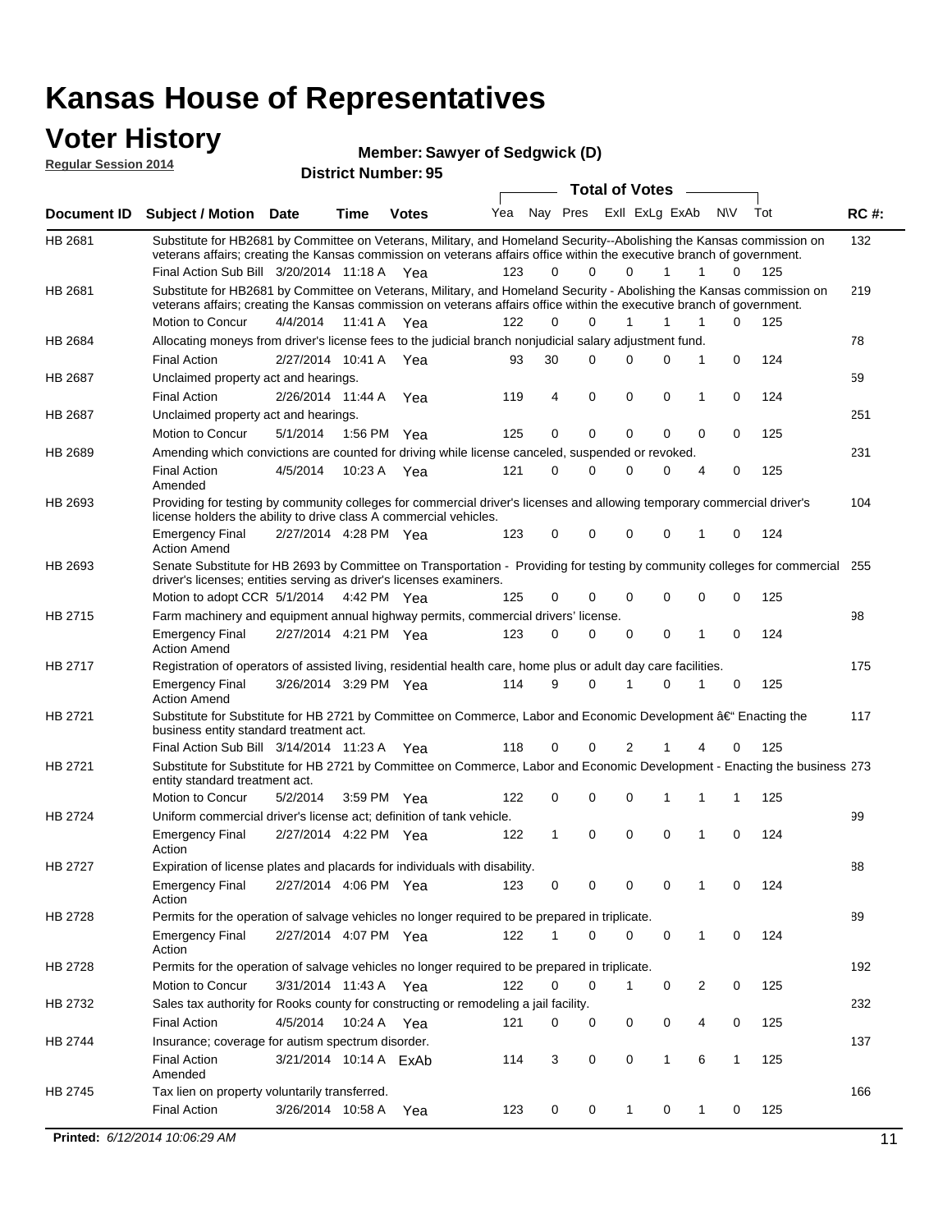# Kansas House of Representatives

## Voter History

**Regular Session 2014**

**Member: Sawyer of Sedgwick (D)**

**District Number: 95**

| Document ID | Subject / Motion | Date | Time | Votes | Yea | Nay | Pres | ExII | ExLg | ExAb | N\V | Tot | RC #: |
|---|---|---|---|---|---|---|---|---|---|---|---|---|---|
| HB 2681 | Substitute for HB2681 by Committee on Veterans, Military, and Homeland Security--Abolishing the Kansas commission on veterans affairs; creating the Kansas commission on veterans affairs office within the executive branch of government. | | | | | | | | | | | | 132 |
| | Final Action Sub Bill | 3/20/2014 | 11:18 A | Yea | 123 | 0 | 0 | 0 | 1 | 1 | 0 | 125 | |
| HB 2681 | Substitute for HB2681 by Committee on Veterans, Military, and Homeland Security - Abolishing the Kansas commission on veterans affairs; creating the Kansas commission on veterans affairs office within the executive branch of government. | | | | | | | | | | | | 219 |
| | Motion to Concur | 4/4/2014 | 11:41 A | Yea | 122 | 0 | 0 | 1 | 1 | 1 | 0 | 125 | |
| HB 2684 | Allocating moneys from driver's license fees to the judicial branch nonjudicial salary adjustment fund. | | | | | | | | | | | | 78 |
| | Final Action | 2/27/2014 | 10:41 A | Yea | 93 | 30 | 0 | 0 | 0 | 1 | 0 | 124 | |
| HB 2687 | Unclaimed property act and hearings. | | | | | | | | | | | | 59 |
| | Final Action | 2/26/2014 | 11:44 A | Yea | 119 | 4 | 0 | 0 | 0 | 1 | 0 | 124 | |
| HB 2687 | Unclaimed property act and hearings. | | | | | | | | | | | | 251 |
| | Motion to Concur | 5/1/2014 | 1:56 PM | Yea | 125 | 0 | 0 | 0 | 0 | 0 | 0 | 125 | |
| HB 2689 | Amending which convictions are counted for driving while license canceled, suspended or revoked. | | | | | | | | | | | | 231 |
| | Final Action Amended | 4/5/2014 | 10:23 A | Yea | 121 | 0 | 0 | 0 | 0 | 4 | 0 | 125 | |
| HB 2693 | Providing for testing by community colleges for commercial driver's licenses and allowing temporary commercial driver's license holders the ability to drive class A commercial vehicles. | | | | | | | | | | | | 104 |
| | Emergency Final Action Amend | 2/27/2014 | 4:28 PM | Yea | 123 | 0 | 0 | 0 | 0 | 1 | 0 | 124 | |
| HB 2693 | Senate Substitute for HB 2693 by Committee on Transportation - Providing for testing by community colleges for commercial driver's licenses; entities serving as driver's licenses examiners. | | | | | | | | | | | | 255 |
| | Motion to adopt CCR | 5/1/2014 | 4:42 PM | Yea | 125 | 0 | 0 | 0 | 0 | 0 | 0 | 125 | |
| HB 2715 | Farm machinery and equipment annual highway permits, commercial drivers' license. | | | | | | | | | | | | 98 |
| | Emergency Final Action Amend | 2/27/2014 | 4:21 PM | Yea | 123 | 0 | 0 | 0 | 0 | 1 | 0 | 124 | |
| HB 2717 | Registration of operators of assisted living, residential health care, home plus or adult day care facilities. | | | | | | | | | | | | 175 |
| | Emergency Final Action Amend | 3/26/2014 | 3:29 PM | Yea | 114 | 9 | 0 | 1 | 0 | 1 | 0 | 125 | |
| HB 2721 | Substitute for Substitute for HB 2721 by Committee on Commerce, Labor and Economic Development â€" Enacting the business entity standard treatment act. | | | | | | | | | | | | 117 |
| | Final Action Sub Bill | 3/14/2014 | 11:23 A | Yea | 118 | 0 | 0 | 2 | 1 | 4 | 0 | 125 | |
| HB 2721 | Substitute for Substitute for HB 2721 by Committee on Commerce, Labor and Economic Development - Enacting the business entity standard treatment act. | | | | | | | | | | | | 273 |
| | Motion to Concur | 5/2/2014 | 3:59 PM | Yea | 122 | 0 | 0 | 0 | 1 | 1 | 1 | 125 | |
| HB 2724 | Uniform commercial driver's license act; definition of tank vehicle. | | | | | | | | | | | | 99 |
| | Emergency Final Action | 2/27/2014 | 4:22 PM | Yea | 122 | 1 | 0 | 0 | 0 | 1 | 0 | 124 | |
| HB 2727 | Expiration of license plates and placards for individuals with disability. | | | | | | | | | | | | 88 |
| | Emergency Final Action | 2/27/2014 | 4:06 PM | Yea | 123 | 0 | 0 | 0 | 0 | 1 | 0 | 124 | |
| HB 2728 | Permits for the operation of salvage vehicles no longer required to be prepared in triplicate. | | | | | | | | | | | | 89 |
| | Emergency Final Action | 2/27/2014 | 4:07 PM | Yea | 122 | 1 | 0 | 0 | 0 | 1 | 0 | 124 | |
| HB 2728 | Permits for the operation of salvage vehicles no longer required to be prepared in triplicate. | | | | | | | | | | | | 192 |
| | Motion to Concur | 3/31/2014 | 11:43 A | Yea | 122 | 0 | 0 | 1 | 0 | 2 | 0 | 125 | |
| HB 2732 | Sales tax authority for Rooks county for constructing or remodeling a jail facility. | | | | | | | | | | | | 232 |
| | Final Action | 4/5/2014 | 10:24 A | Yea | 121 | 0 | 0 | 0 | 0 | 4 | 0 | 125 | |
| HB 2744 | Insurance; coverage for autism spectrum disorder. | | | | | | | | | | | | 137 |
| | Final Action Amended | 3/21/2014 | 10:14 A | ExAb | 114 | 3 | 0 | 0 | 1 | 6 | 1 | 125 | |
| HB 2745 | Tax lien on property voluntarily transferred. | | | | | | | | | | | | 166 |
| | Final Action | 3/26/2014 | 10:58 A | Yea | 123 | 0 | 0 | 1 | 0 | 1 | 0 | 125 | |

**Printed:** *6/12/2014 10:06:29 AM*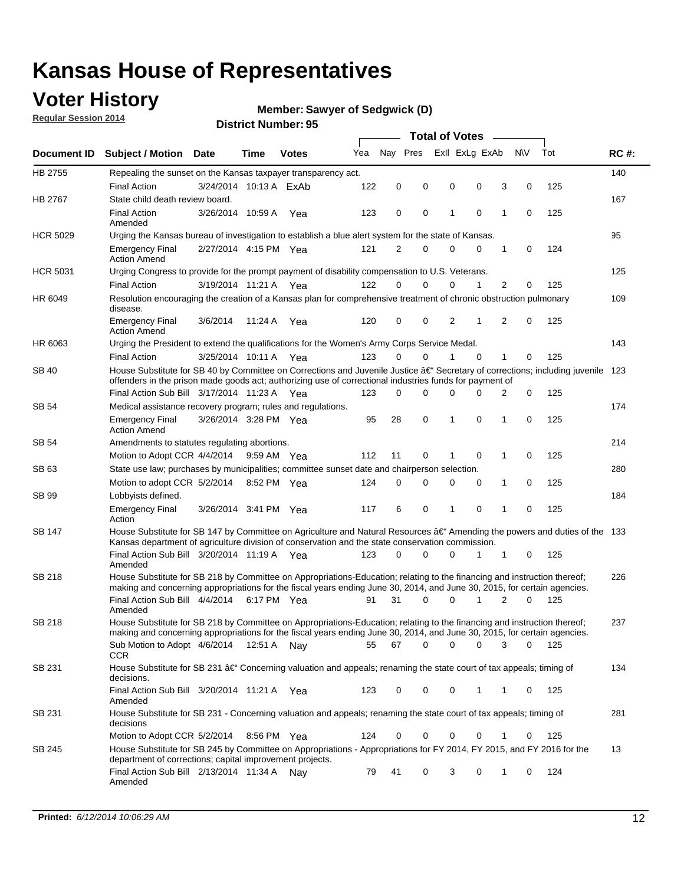# Kansas House of Representatives

## Voter History

**Regular Session 2014**

**Member: Sawyer of Sedgwick (D)**

**District Number: 95**

| Document ID | Subject / Motion | Date | Time | Votes | Yea | Nay | Pres | ExII | ExLg | ExAb | N\V | Tot | RC #: |
|---|---|---|---|---|---|---|---|---|---|---|---|---|---|
| HB 2755 | Repealing the sunset on the Kansas taxpayer transparency act. | | | | | | | | | | | | 140 |
| | Final Action | 3/24/2014 | 10:13 A | ExAb | 122 | 0 | 0 | 0 | 0 | 3 | 0 | 125 | |
| HB 2767 | State child death review board. | | | | | | | | | | | | 167 |
| | Final Action Amended | 3/26/2014 | 10:59 A | Yea | 123 | 0 | 0 | 1 | 0 | 1 | 0 | 125 | |
| HCR 5029 | Urging the Kansas bureau of investigation to establish a blue alert system for the state of Kansas. | | | | | | | | | | | | 95 |
| | Emergency Final Action Amend | 2/27/2014 | 4:15 PM | Yea | 121 | 2 | 0 | 0 | 0 | 1 | 0 | 124 | |
| HCR 5031 | Urging Congress to provide for the prompt payment of disability compensation to U.S. Veterans. | | | | | | | | | | | | 125 |
| | Final Action | 3/19/2014 | 11:21 A | Yea | 122 | 0 | 0 | 0 | 1 | 2 | 0 | 125 | |
| HR 6049 | Resolution encouraging the creation of a Kansas plan for comprehensive treatment of chronic obstruction pulmonary disease. | | | | | | | | | | | | 109 |
| | Emergency Final Action Amend | 3/6/2014 | 11:24 A | Yea | 120 | 0 | 0 | 2 | 1 | 2 | 0 | 125 | |
| HR 6063 | Urging the President to extend the qualifications for the Women's Army Corps Service Medal. | | | | | | | | | | | | 143 |
| | Final Action | 3/25/2014 | 10:11 A | Yea | 123 | 0 | 0 | 1 | 0 | 1 | 0 | 125 | |
| SB 40 | House Substitute for SB 40 by Committee on Corrections and Juvenile Justice â€" Secretary of corrections; including juvenile offenders in the prison made goods act; authorizing use of correctional industries funds for payment of | | | | | | | | | | | | 123 |
| | Final Action Sub Bill | 3/17/2014 | 11:23 A | Yea | 123 | 0 | 0 | 0 | 0 | 2 | 0 | 125 | |
| SB 54 | Medical assistance recovery program; rules and regulations. | | | | | | | | | | | | 174 |
| | Emergency Final Action Amend | 3/26/2014 | 3:28 PM | Yea | 95 | 28 | 0 | 1 | 0 | 1 | 0 | 125 | |
| SB 54 | Amendments to statutes regulating abortions. | | | | | | | | | | | | 214 |
| | Motion to Adopt CCR | 4/4/2014 | 9:59 AM | Yea | 112 | 11 | 0 | 1 | 0 | 1 | 0 | 125 | |
| SB 63 | State use law; purchases by municipalities; committee sunset date and chairperson selection. | | | | | | | | | | | | 280 |
| | Motion to adopt CCR | 5/2/2014 | 8:52 PM | Yea | 124 | 0 | 0 | 0 | 0 | 1 | 0 | 125 | |
| SB 99 | Lobbyists defined. | | | | | | | | | | | | 184 |
| | Emergency Final Action | 3/26/2014 | 3:41 PM | Yea | 117 | 6 | 0 | 1 | 0 | 1 | 0 | 125 | |
| SB 147 | House Substitute for SB 147 by Committee on Agriculture and Natural Resources â€" Amending the powers and duties of the Kansas department of agriculture division of conservation and the state conservation commission. | | | | | | | | | | | | 133 |
| | Final Action Sub Bill Amended | 3/20/2014 | 11:19 A | Yea | 123 | 0 | 0 | 0 | 1 | 1 | 0 | 125 | |
| SB 218 | House Substitute for SB 218 by Committee on Appropriations-Education; relating to the financing and instruction thereof; making and concerning appropriations for the fiscal years ending June 30, 2014, and June 30, 2015, for certain agencies. | | | | | | | | | | | | 226 |
| | Final Action Sub Bill Amended | 4/4/2014 | 6:17 PM | Yea | 91 | 31 | 0 | 0 | 1 | 2 | 0 | 125 | |
| SB 218 | House Substitute for SB 218 by Committee on Appropriations-Education; relating to the financing and instruction thereof; making and concerning appropriations for the fiscal years ending June 30, 2014, and June 30, 2015, for certain agencies. | | | | | | | | | | | | 237 |
| | Sub Motion to Adopt CCR | 4/6/2014 | 12:51 A | Nay | 55 | 67 | 0 | 0 | 0 | 3 | 0 | 125 | |
| SB 231 | House Substitute for SB 231 â€" Concerning valuation and appeals; renaming the state court of tax appeals; timing of decisions. | | | | | | | | | | | | 134 |
| | Final Action Sub Bill Amended | 3/20/2014 | 11:21 A | Yea | 123 | 0 | 0 | 0 | 1 | 1 | 0 | 125 | |
| SB 231 | House Substitute for SB 231 - Concerning valuation and appeals; renaming the state court of tax appeals; timing of decisions | | | | | | | | | | | | 281 |
| | Motion to Adopt CCR | 5/2/2014 | 8:56 PM | Yea | 124 | 0 | 0 | 0 | 0 | 1 | 0 | 125 | |
| SB 245 | House Substitute for SB 245 by Committee on Appropriations - Appropriations for FY 2014, FY 2015, and FY 2016 for the department of corrections; capital improvement projects. | | | | | | | | | | | | 13 |
| | Final Action Sub Bill Amended | 2/13/2014 | 11:34 A | Nay | 79 | 41 | 0 | 3 | 0 | 1 | 0 | 124 | |

**Printed:** *6/12/2014 10:06:29 AM*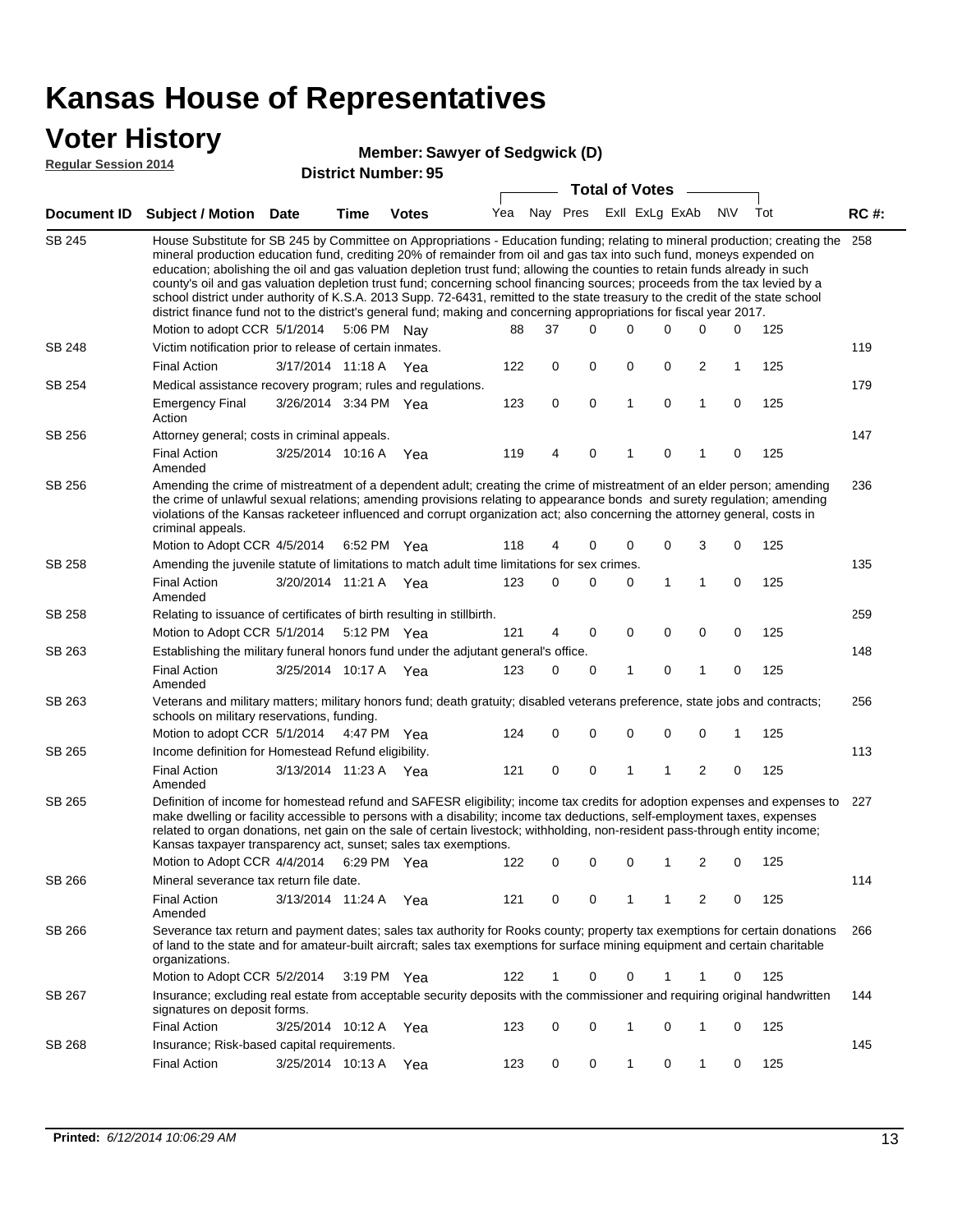# Kansas House of Representatives

## Voter History

**Regular Session 2014**

**Member: Sawyer of Sedgwick (D)**

**District Number: 95**

| Document ID | Subject / Motion | Date | Time | Votes | Yea | Nay | Pres | ExII | ExLg | ExAb | N\V | Tot | RC #: |
|---|---|---|---|---|---|---|---|---|---|---|---|---|---|
| SB 245 | House Substitute for SB 245 by Committee on Appropriations - Education funding; relating to mineral production; creating the mineral production education fund, crediting 20% of remainder from oil and gas tax into such fund, moneys expended on education; abolishing the oil and gas valuation depletion trust fund; allowing the counties to retain funds already in such county's oil and gas valuation depletion trust fund; concerning school financing sources; proceeds from the tax levied by a school district under authority of K.S.A. 2013 Supp. 72-6431, remitted to the state treasury to the credit of the state school district finance fund not to the district's general fund; making and concerning appropriations for fiscal year 2017. | | | | | | | | | | | | 258 |
| | Motion to adopt CCR | 5/1/2014 | 5:06 PM | Nay | 88 | 37 | 0 | 0 | 0 | 0 | 0 | 125 | |
| SB 248 | Victim notification prior to release of certain inmates. | | | | | | | | | | | | 119 |
| | Final Action | 3/17/2014 | 11:18 A | Yea | 122 | 0 | 0 | 0 | 0 | 2 | 1 | 125 | |
| SB 254 | Medical assistance recovery program; rules and regulations. | | | | | | | | | | | | 179 |
| | Emergency Final Action | 3/26/2014 | 3:34 PM | Yea | 123 | 0 | 0 | 1 | 0 | 1 | 0 | 125 | |
| SB 256 | Attorney general; costs in criminal appeals. | | | | | | | | | | | | 147 |
| | Final Action Amended | 3/25/2014 | 10:16 A | Yea | 119 | 4 | 0 | 1 | 0 | 1 | 0 | 125 | |
| SB 256 | Amending the crime of mistreatment of a dependent adult; creating the crime of mistreatment of an elder person; amending the crime of unlawful sexual relations; amending provisions relating to appearance bonds and surety regulation; amending violations of the Kansas racketeer influenced and corrupt organization act; also concerning the attorney general, costs in criminal appeals. | | | | | | | | | | | | 236 |
| | Motion to Adopt CCR | 4/5/2014 | 6:52 PM | Yea | 118 | 4 | 0 | 0 | 0 | 3 | 0 | 125 | |
| SB 258 | Amending the juvenile statute of limitations to match adult time limitations for sex crimes. | | | | | | | | | | | | 135 |
| | Final Action Amended | 3/20/2014 | 11:21 A | Yea | 123 | 0 | 0 | 0 | 1 | 1 | 0 | 125 | |
| SB 258 | Relating to issuance of certificates of birth resulting in stillbirth. | | | | | | | | | | | | 259 |
| | Motion to Adopt CCR | 5/1/2014 | 5:12 PM | Yea | 121 | 4 | 0 | 0 | 0 | 0 | 0 | 125 | |
| SB 263 | Establishing the military funeral honors fund under the adjutant general's office. | | | | | | | | | | | | 148 |
| | Final Action Amended | 3/25/2014 | 10:17 A | Yea | 123 | 0 | 0 | 1 | 0 | 1 | 0 | 125 | |
| SB 263 | Veterans and military matters; military honors fund; death gratuity; disabled veterans preference, state jobs and contracts; schools on military reservations, funding. | | | | | | | | | | | | 256 |
| | Motion to adopt CCR | 5/1/2014 | 4:47 PM | Yea | 124 | 0 | 0 | 0 | 0 | 0 | 1 | 125 | |
| SB 265 | Income definition for Homestead Refund eligibility. | | | | | | | | | | | | 113 |
| | Final Action Amended | 3/13/2014 | 11:23 A | Yea | 121 | 0 | 0 | 1 | 1 | 2 | 0 | 125 | |
| SB 265 | Definition of income for homestead refund and SAFESR eligibility; income tax credits for adoption expenses and expenses to make dwelling or facility accessible to persons with a disability; income tax deductions, self-employment taxes, expenses related to organ donations, net gain on the sale of certain livestock; withholding, non-resident pass-through entity income; Kansas taxpayer transparency act, sunset; sales tax exemptions. | | | | | | | | | | | | 227 |
| | Motion to Adopt CCR | 4/4/2014 | 6:29 PM | Yea | 122 | 0 | 0 | 0 | 1 | 2 | 0 | 125 | |
| SB 266 | Mineral severance tax return file date. | | | | | | | | | | | | 114 |
| | Final Action Amended | 3/13/2014 | 11:24 A | Yea | 121 | 0 | 0 | 1 | 1 | 2 | 0 | 125 | |
| SB 266 | Severance tax return and payment dates; sales tax authority for Rooks county; property tax exemptions for certain donations of land to the state and for amateur-built aircraft; sales tax exemptions for surface mining equipment and certain charitable organizations. | | | | | | | | | | | | 266 |
| | Motion to Adopt CCR | 5/2/2014 | 3:19 PM | Yea | 122 | 1 | 0 | 0 | 1 | 1 | 0 | 125 | |
| SB 267 | Insurance; excluding real estate from acceptable security deposits with the commissioner and requiring original handwritten signatures on deposit forms. | | | | | | | | | | | | 144 |
| | Final Action | 3/25/2014 | 10:12 A | Yea | 123 | 0 | 0 | 1 | 0 | 1 | 0 | 125 | |
| SB 268 | Insurance; Risk-based capital requirements. | | | | | | | | | | | | 145 |
| | Final Action | 3/25/2014 | 10:13 A | Yea | 123 | 0 | 0 | 1 | 0 | 1 | 0 | 125 | |

**Printed:** *6/12/2014 10:06:29 AM*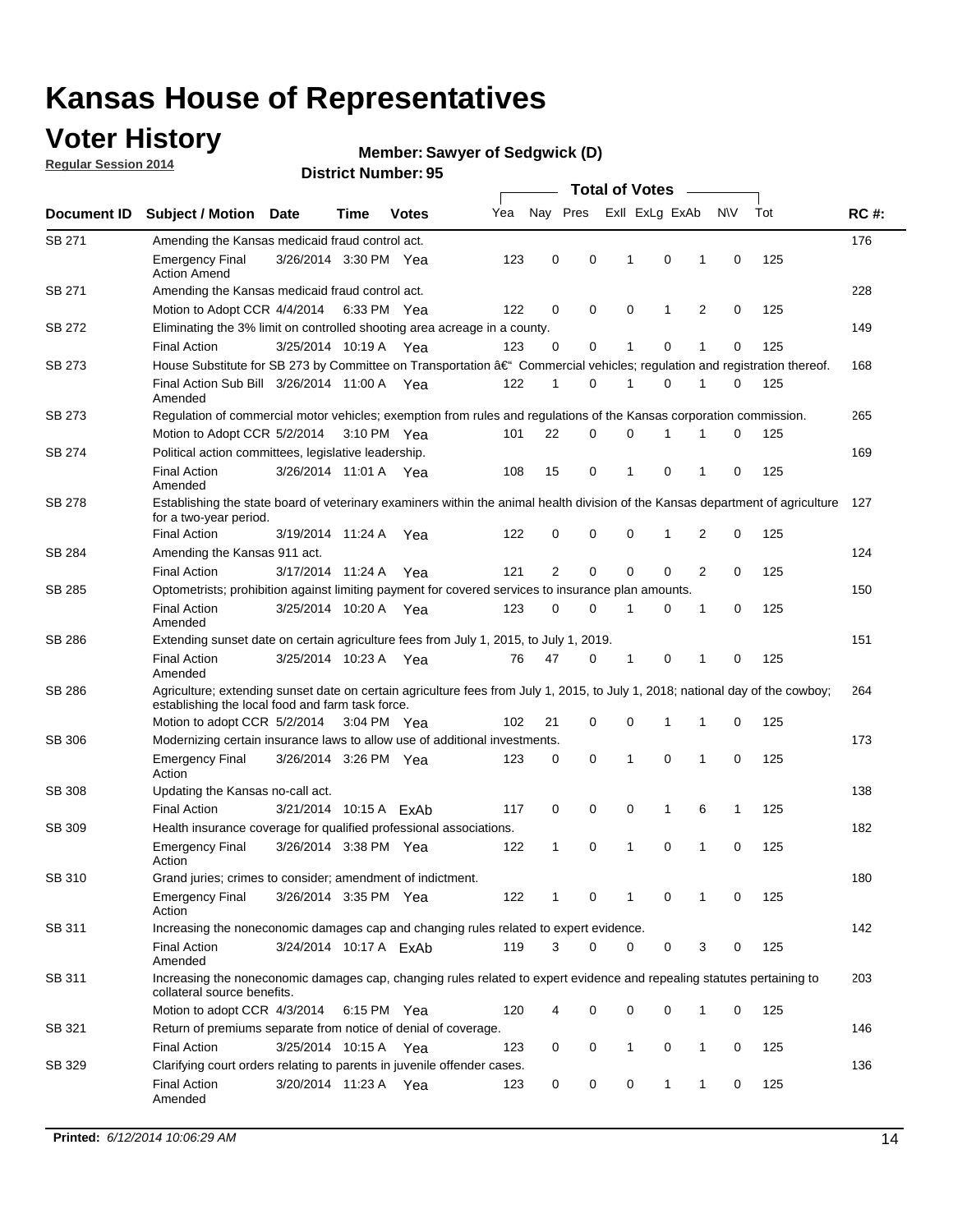# Kansas House of Representatives

## Voter History

**Regular Session 2014**

**Member: Sawyer of Sedgwick (D)**

**District Number: 95**

| Document ID | Subject / Motion | Date | Time | Votes | Yea | Nay | Pres | ExlI | ExLg | ExAb | N\V | Tot | RC #: |
|---|---|---|---|---|---|---|---|---|---|---|---|---|---|
| SB 271 | Amending the Kansas medicaid fraud control act. | | | | | | | | | | | | 176 |
| | Emergency Final Action Amend | 3/26/2014 | 3:30 PM | Yea | 123 | 0 | 0 | 1 | 0 | 1 | 0 | 125 | |
| SB 271 | Amending the Kansas medicaid fraud control act. | | | | | | | | | | | | 228 |
| | Motion to Adopt CCR | 4/4/2014 | 6:33 PM | Yea | 122 | 0 | 0 | 0 | 1 | 2 | 0 | 125 | |
| SB 272 | Eliminating the 3% limit on controlled shooting area acreage in a county. | | | | | | | | | | | | 149 |
| | Final Action | 3/25/2014 | 10:19 A | Yea | 123 | 0 | 0 | 1 | 0 | 1 | 0 | 125 | |
| SB 273 | House Substitute for SB 273 by Committee on Transportation â€“ Commercial vehicles; regulation and registration thereof. | | | | | | | | | | | | 168 |
| | Final Action Sub Bill Amended | 3/26/2014 | 11:00 A | Yea | 122 | 1 | 0 | 1 | 0 | 1 | 0 | 125 | |
| SB 273 | Regulation of commercial motor vehicles; exemption from rules and regulations of the Kansas corporation commission. | | | | | | | | | | | | 265 |
| | Motion to Adopt CCR | 5/2/2014 | 3:10 PM | Yea | 101 | 22 | 0 | 0 | 1 | 1 | 0 | 125 | |
| SB 274 | Political action committees, legislative leadership. | | | | | | | | | | | | 169 |
| | Final Action Amended | 3/26/2014 | 11:01 A | Yea | 108 | 15 | 0 | 1 | 0 | 1 | 0 | 125 | |
| SB 278 | Establishing the state board of veterinary examiners within the animal health division of the Kansas department of agriculture for a two-year period. | | | | | | | | | | | | 127 |
| | Final Action | 3/19/2014 | 11:24 A | Yea | 122 | 0 | 0 | 0 | 1 | 2 | 0 | 125 | |
| SB 284 | Amending the Kansas 911 act. | | | | | | | | | | | | 124 |
| | Final Action | 3/17/2014 | 11:24 A | Yea | 121 | 2 | 0 | 0 | 0 | 2 | 0 | 125 | |
| SB 285 | Optometrists; prohibition against limiting payment for covered services to insurance plan amounts. | | | | | | | | | | | | 150 |
| | Final Action Amended | 3/25/2014 | 10:20 A | Yea | 123 | 0 | 0 | 1 | 0 | 1 | 0 | 125 | |
| SB 286 | Extending sunset date on certain agriculture fees from July 1, 2015, to July 1, 2019. | | | | | | | | | | | | 151 |
| | Final Action Amended | 3/25/2014 | 10:23 A | Yea | 76 | 47 | 0 | 1 | 0 | 1 | 0 | 125 | |
| SB 286 | Agriculture; extending sunset date on certain agriculture fees from July 1, 2015, to July 1, 2018; national day of the cowboy; establishing the local food and farm task force. | | | | | | | | | | | | 264 |
| | Motion to adopt CCR | 5/2/2014 | 3:04 PM | Yea | 102 | 21 | 0 | 0 | 1 | 1 | 0 | 125 | |
| SB 306 | Modernizing certain insurance laws to allow use of additional investments. | | | | | | | | | | | | 173 |
| | Emergency Final Action | 3/26/2014 | 3:26 PM | Yea | 123 | 0 | 0 | 1 | 0 | 1 | 0 | 125 | |
| SB 308 | Updating the Kansas no-call act. | | | | | | | | | | | | 138 |
| | Final Action | 3/21/2014 | 10:15 A | ExAb | 117 | 0 | 0 | 0 | 1 | 6 | 1 | 125 | |
| SB 309 | Health insurance coverage for qualified professional associations. | | | | | | | | | | | | 182 |
| | Emergency Final Action | 3/26/2014 | 3:38 PM | Yea | 122 | 1 | 0 | 1 | 0 | 1 | 0 | 125 | |
| SB 310 | Grand juries; crimes to consider; amendment of indictment. | | | | | | | | | | | | 180 |
| | Emergency Final Action | 3/26/2014 | 3:35 PM | Yea | 122 | 1 | 0 | 1 | 0 | 1 | 0 | 125 | |
| SB 311 | Increasing the noneconomic damages cap and changing rules related to expert evidence. | | | | | | | | | | | | 142 |
| | Final Action Amended | 3/24/2014 | 10:17 A | ExAb | 119 | 3 | 0 | 0 | 0 | 3 | 0 | 125 | |
| SB 311 | Increasing the noneconomic damages cap, changing rules related to expert evidence and repealing statutes pertaining to collateral source benefits. | | | | | | | | | | | | 203 |
| | Motion to adopt CCR | 4/3/2014 | 6:15 PM | Yea | 120 | 4 | 0 | 0 | 0 | 1 | 0 | 125 | |
| SB 321 | Return of premiums separate from notice of denial of coverage. | | | | | | | | | | | | 146 |
| | Final Action | 3/25/2014 | 10:15 A | Yea | 123 | 0 | 0 | 1 | 0 | 1 | 0 | 125 | |
| SB 329 | Clarifying court orders relating to parents in juvenile offender cases. | | | | | | | | | | | | 136 |
| | Final Action Amended | 3/20/2014 | 11:23 A | Yea | 123 | 0 | 0 | 0 | 1 | 1 | 0 | 125 | |

**Printed:** *6/12/2014 10:06:29 AM*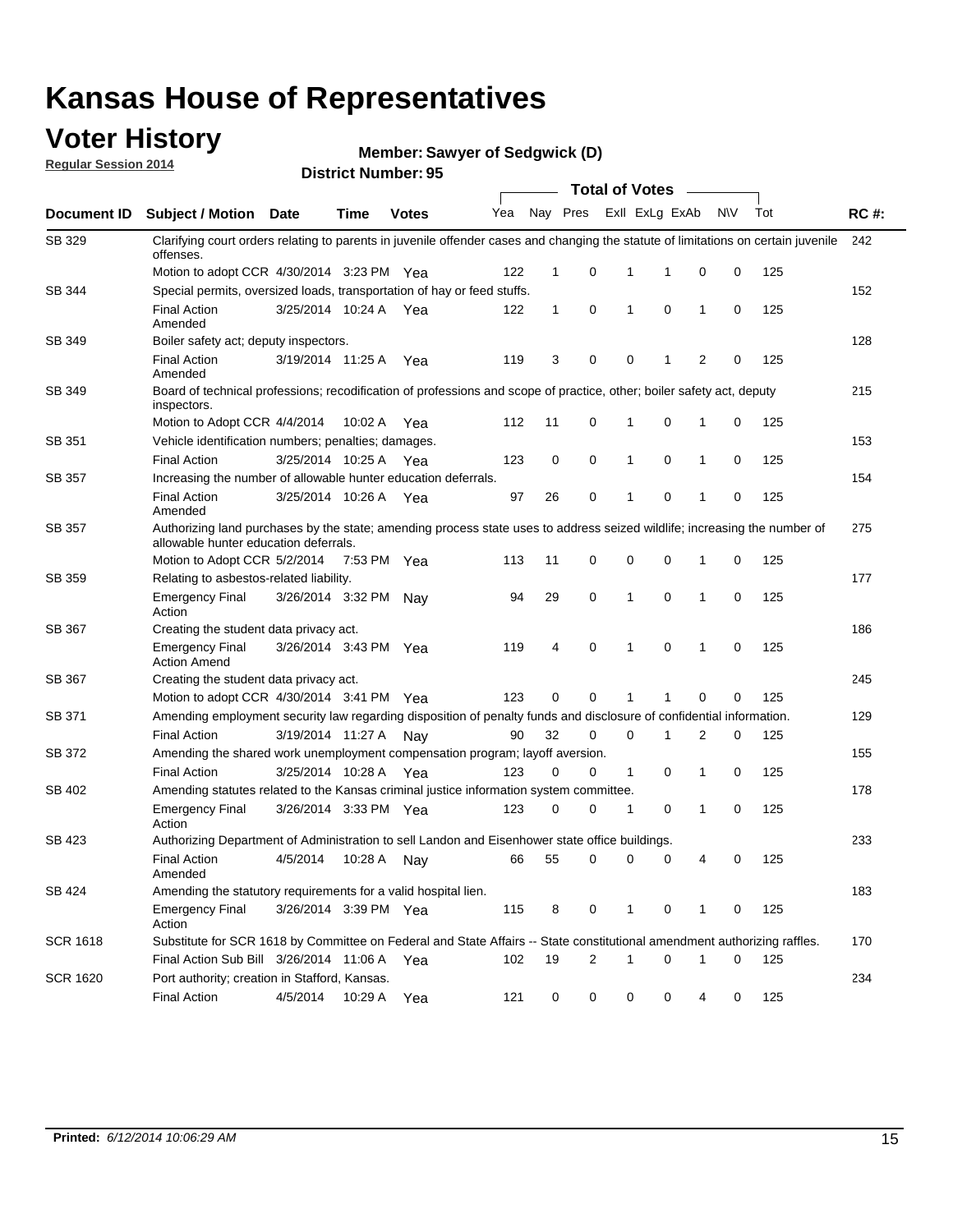# Kansas House of Representatives

## Voter History

**Regular Session 2014**

**Member: Sawyer of Sedgwick (D)**

**District Number: 95**

| Document ID | Subject / Motion | Date | Time | Votes | Yea | Nay | Pres | Exll | ExLg | ExAb | N\V | Tot | RC #: |
|---|---|---|---|---|---|---|---|---|---|---|---|---|---|
| SB 329 | Clarifying court orders relating to parents in juvenile offender cases and changing the statute of limitations on certain juvenile offenses. | | | | | | | | | | | | 242 |
| | Motion to adopt CCR | 4/30/2014 | 3:23 PM | Yea | 122 | 1 | 0 | 1 | 1 | 0 | 0 | 125 | |
| SB 344 | Special permits, oversized loads, transportation of hay or feed stuffs. | | | | | | | | | | | | 152 |
| | Final Action Amended | 3/25/2014 | 10:24 A | Yea | 122 | 1 | 0 | 1 | 0 | 1 | 0 | 125 | |
| SB 349 | Boiler safety act; deputy inspectors. | | | | | | | | | | | | 128 |
| | Final Action Amended | 3/19/2014 | 11:25 A | Yea | 119 | 3 | 0 | 0 | 1 | 2 | 0 | 125 | |
| SB 349 | Board of technical professions; recodification of professions and scope of practice, other; boiler safety act, deputy inspectors. | | | | | | | | | | | | 215 |
| | Motion to Adopt CCR | 4/4/2014 | 10:02 A | Yea | 112 | 11 | 0 | 1 | 0 | 1 | 0 | 125 | |
| SB 351 | Vehicle identification numbers; penalties; damages. | | | | | | | | | | | | 153 |
| | Final Action | 3/25/2014 | 10:25 A | Yea | 123 | 0 | 0 | 1 | 0 | 1 | 0 | 125 | |
| SB 357 | Increasing the number of allowable hunter education deferrals. | | | | | | | | | | | | 154 |
| | Final Action Amended | 3/25/2014 | 10:26 A | Yea | 97 | 26 | 0 | 1 | 0 | 1 | 0 | 125 | |
| SB 357 | Authorizing land purchases by the state; amending process state uses to address seized wildlife; increasing the number of allowable hunter education deferrals. | | | | | | | | | | | | 275 |
| | Motion to Adopt CCR | 5/2/2014 | 7:53 PM | Yea | 113 | 11 | 0 | 0 | 0 | 1 | 0 | 125 | |
| SB 359 | Relating to asbestos-related liability. | | | | | | | | | | | | 177 |
| | Emergency Final Action | 3/26/2014 | 3:32 PM | Nay | 94 | 29 | 0 | 1 | 0 | 1 | 0 | 125 | |
| SB 367 | Creating the student data privacy act. | | | | | | | | | | | | 186 |
| | Emergency Final Action Amend | 3/26/2014 | 3:43 PM | Yea | 119 | 4 | 0 | 1 | 0 | 1 | 0 | 125 | |
| SB 367 | Creating the student data privacy act. | | | | | | | | | | | | 245 |
| | Motion to adopt CCR | 4/30/2014 | 3:41 PM | Yea | 123 | 0 | 0 | 1 | 1 | 0 | 0 | 125 | |
| SB 371 | Amending employment security law regarding disposition of penalty funds and disclosure of confidential information. | | | | | | | | | | | | 129 |
| | Final Action | 3/19/2014 | 11:27 A | Nay | 90 | 32 | 0 | 0 | 1 | 2 | 0 | 125 | |
| SB 372 | Amending the shared work unemployment compensation program; layoff aversion. | | | | | | | | | | | | 155 |
| | Final Action | 3/25/2014 | 10:28 A | Yea | 123 | 0 | 0 | 1 | 0 | 1 | 0 | 125 | |
| SB 402 | Amending statutes related to the Kansas criminal justice information system committee. | | | | | | | | | | | | 178 |
| | Emergency Final Action | 3/26/2014 | 3:33 PM | Yea | 123 | 0 | 0 | 1 | 0 | 1 | 0 | 125 | |
| SB 423 | Authorizing Department of Administration to sell Landon and Eisenhower state office buildings. | | | | | | | | | | | | 233 |
| | Final Action Amended | 4/5/2014 | 10:28 A | Nay | 66 | 55 | 0 | 0 | 0 | 4 | 0 | 125 | |
| SB 424 | Amending the statutory requirements for a valid hospital lien. | | | | | | | | | | | | 183 |
| | Emergency Final Action | 3/26/2014 | 3:39 PM | Yea | 115 | 8 | 0 | 1 | 0 | 1 | 0 | 125 | |
| SCR 1618 | Substitute for SCR 1618 by Committee on Federal and State Affairs -- State constitutional amendment authorizing raffles. | | | | | | | | | | | | 170 |
| | Final Action Sub Bill | 3/26/2014 | 11:06 A | Yea | 102 | 19 | 2 | 1 | 0 | 1 | 0 | 125 | |
| SCR 1620 | Port authority; creation in Stafford, Kansas. | | | | | | | | | | | | 234 |
| | Final Action | 4/5/2014 | 10:29 A | Yea | 121 | 0 | 0 | 0 | 0 | 4 | 0 | 125 | |

**Printed:** *6/12/2014 10:06:29 AM*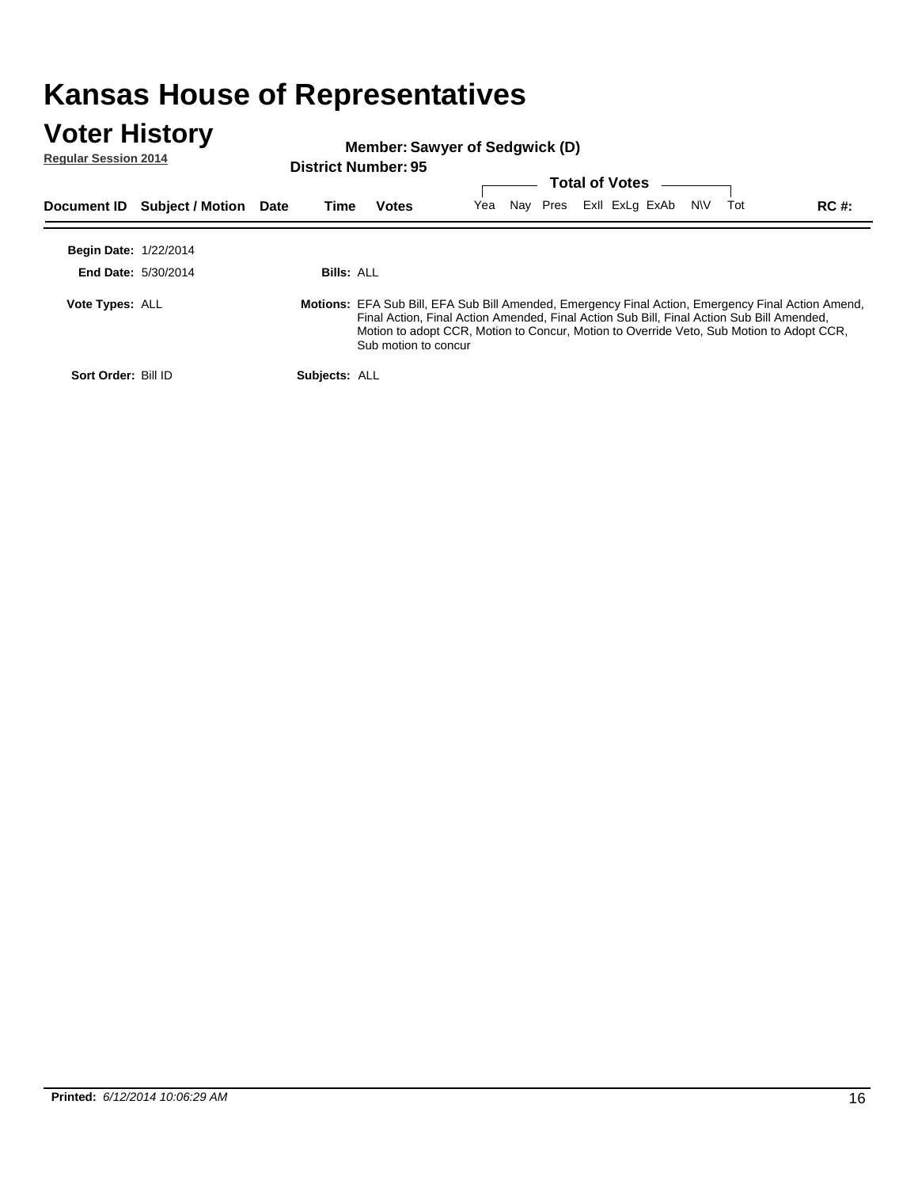# Kansas House of Representatives

## Voter History

Regular Session 2014

**Member:** Sawyer of Sedgwick (D)

**District Number:** 95

| Document ID | Subject / Motion | Date | Time | Votes | Yea | Nay | Pres | ExII | ExLg | ExAb | N\V | Tot | RC #: |
|---|---|---|---|---|---|---|---|---|---|---|---|---|---|

**Begin Date:** 1/22/2014

**End Date:** 5/30/2014

**Bills:** ALL

**Vote Types:** ALL

**Motions:** EFA Sub Bill, EFA Sub Bill Amended, Emergency Final Action, Emergency Final Action Amend, Final Action, Final Action Amended, Final Action Sub Bill, Final Action Sub Bill Amended, Motion to adopt CCR, Motion to Concur, Motion to Override Veto, Sub Motion to Adopt CCR, Sub motion to concur

**Sort Order:** Bill ID

**Subjects:** ALL

**Printed:** *6/12/2014 10:06:29 AM*